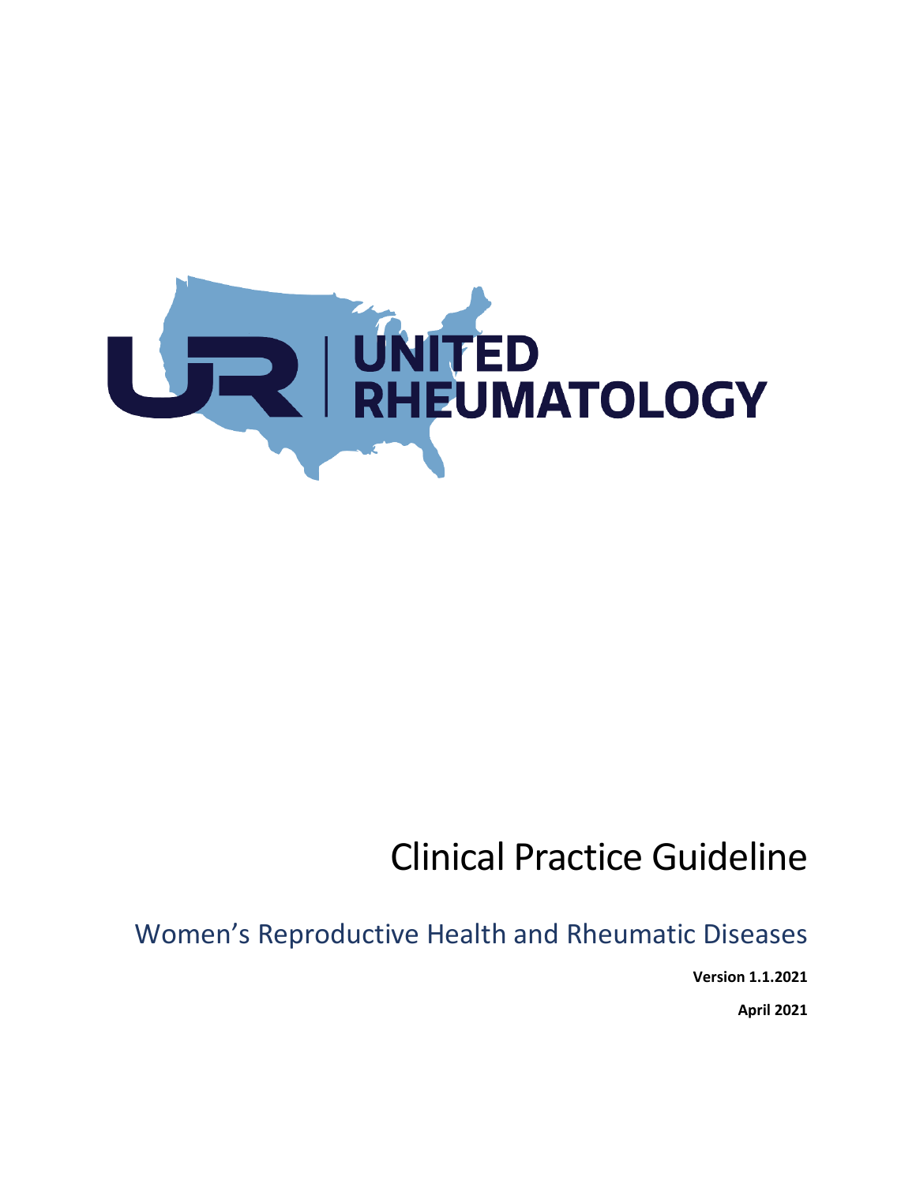UNITED RHEUMATOLOGY

# Clinical Practice Guideline

## Women's Reproductive Health and Rheumatic Diseases

**Version 1.1.2021**

**April 2021**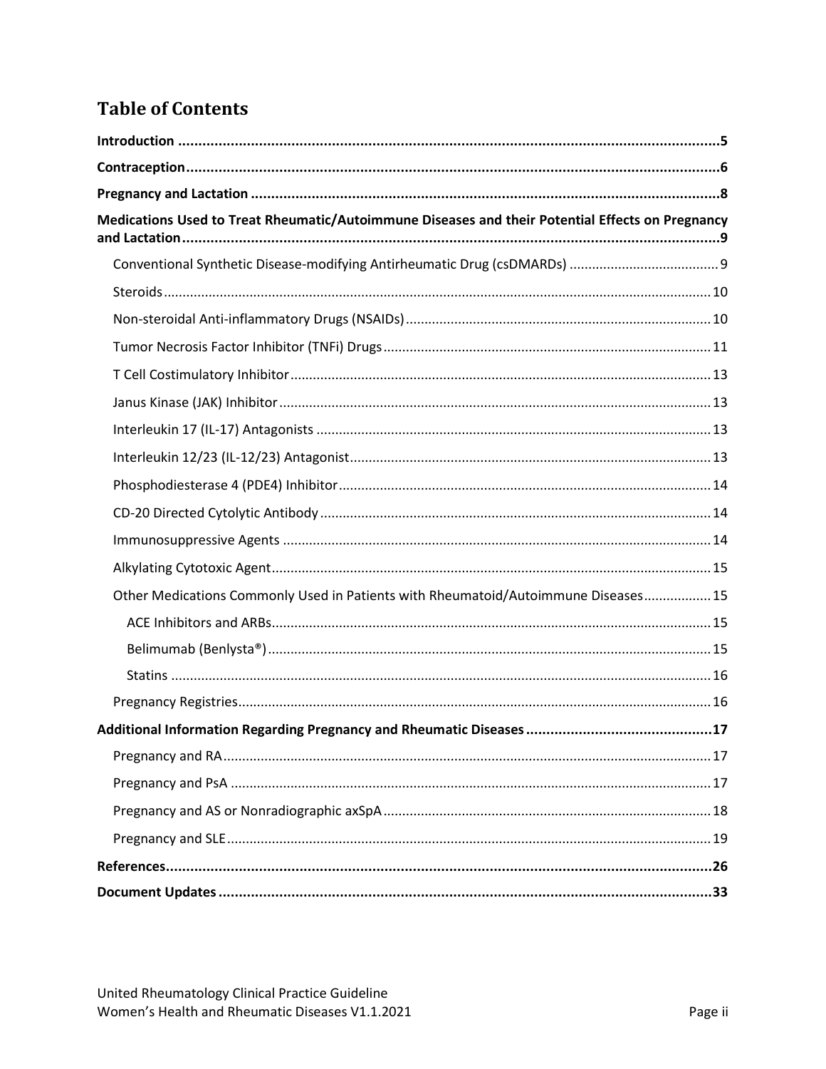# Table of Contents

**Introduction** ..... **5**

**Contraception** ..... **6**

**Pregnancy and Lactation** ..... **8**

**Medications Used to Treat Rheumatic/Autoimmune Diseases and their Potential Effects on Pregnancy and Lactation** ..... **9**

- Conventional Synthetic Disease-modifying Antirheumatic Drug (csDMARDs) ..... 9
- Steroids ..... 10
- Non-steroidal Anti-inflammatory Drugs (NSAIDs) ..... 10
- Tumor Necrosis Factor Inhibitor (TNFi) Drugs ..... 11
- T Cell Costimulatory Inhibitor ..... 13
- Janus Kinase (JAK) Inhibitor ..... 13
- Interleukin 17 (IL-17) Antagonists ..... 13
- Interleukin 12/23 (IL-12/23) Antagonist ..... 13
- Phosphodiesterase 4 (PDE4) Inhibitor ..... 14
- CD-20 Directed Cytolytic Antibody ..... 14
- Immunosuppressive Agents ..... 14
- Alkylating Cytotoxic Agent ..... 15
- Other Medications Commonly Used in Patients with Rheumatoid/Autoimmune Diseases ..... 15
  - ACE Inhibitors and ARBs ..... 15
  - Belimumab (Benlysta®) ..... 15
  - Statins ..... 16
- Pregnancy Registries ..... 16

**Additional Information Regarding Pregnancy and Rheumatic Diseases** ..... **17**

- Pregnancy and RA ..... 17
- Pregnancy and PsA ..... 17
- Pregnancy and AS or Nonradiographic axSpA ..... 18
- Pregnancy and SLE ..... 19

**References** ..... **26**

**Document Updates** ..... **33**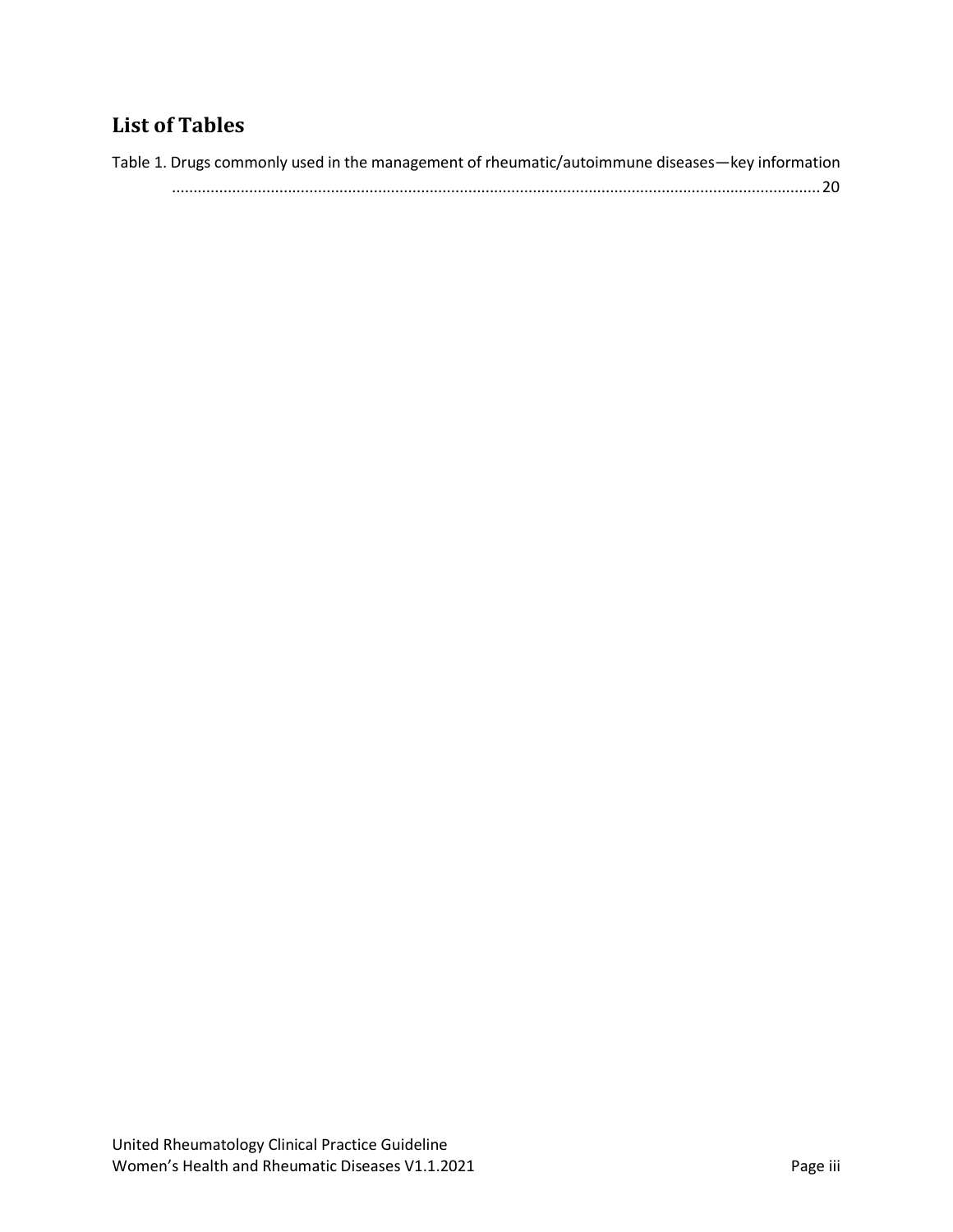## List of Tables

Table 1. Drugs commonly used in the management of rheumatic/autoimmune diseases—key information ........ 20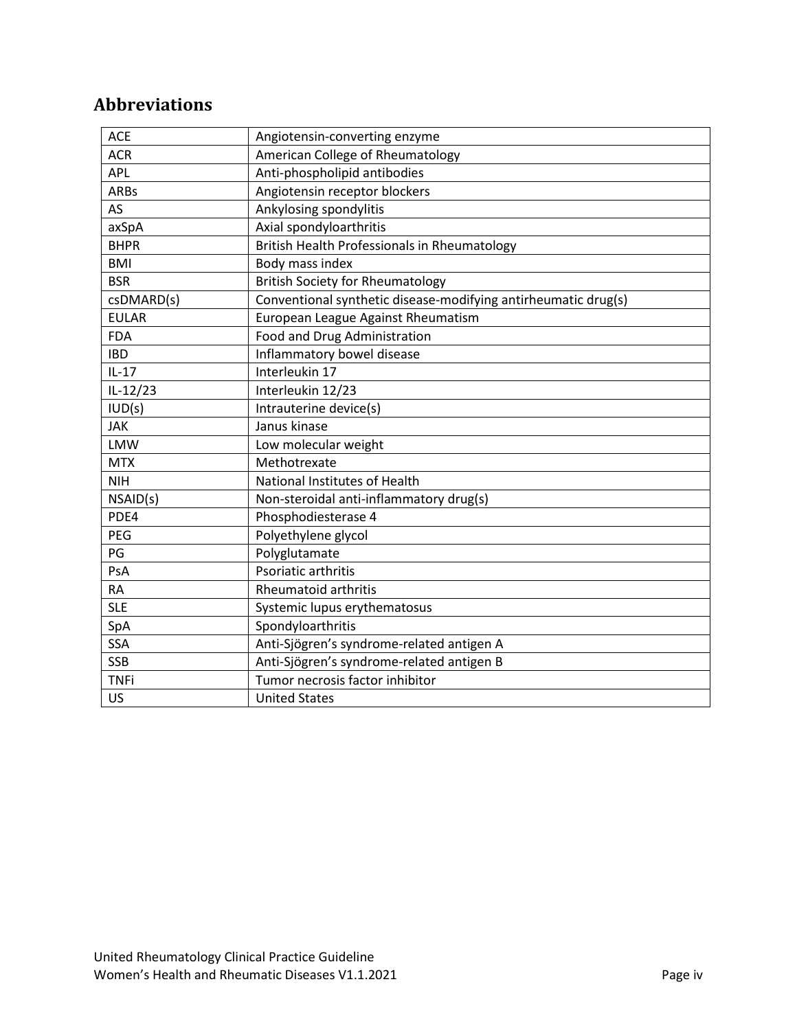## Abbreviations

| | |
|---|---|
| ACE | Angiotensin-converting enzyme |
| ACR | American College of Rheumatology |
| APL | Anti-phospholipid antibodies |
| ARBs | Angiotensin receptor blockers |
| AS | Ankylosing spondylitis |
| axSpA | Axial spondyloarthritis |
| BHPR | British Health Professionals in Rheumatology |
| BMI | Body mass index |
| BSR | British Society for Rheumatology |
| csDMARD(s) | Conventional synthetic disease-modifying antirheumatic drug(s) |
| EULAR | European League Against Rheumatism |
| FDA | Food and Drug Administration |
| IBD | Inflammatory bowel disease |
| IL-17 | Interleukin 17 |
| IL-12/23 | Interleukin 12/23 |
| IUD(s) | Intrauterine device(s) |
| JAK | Janus kinase |
| LMW | Low molecular weight |
| MTX | Methotrexate |
| NIH | National Institutes of Health |
| NSAID(s) | Non-steroidal anti-inflammatory drug(s) |
| PDE4 | Phosphodiesterase 4 |
| PEG | Polyethylene glycol |
| PG | Polyglutamate |
| PsA | Psoriatic arthritis |
| RA | Rheumatoid arthritis |
| SLE | Systemic lupus erythematosus |
| SpA | Spondyloarthritis |
| SSA | Anti-Sjögren's syndrome-related antigen A |
| SSB | Anti-Sjögren's syndrome-related antigen B |
| TNFi | Tumor necrosis factor inhibitor |
| US | United States |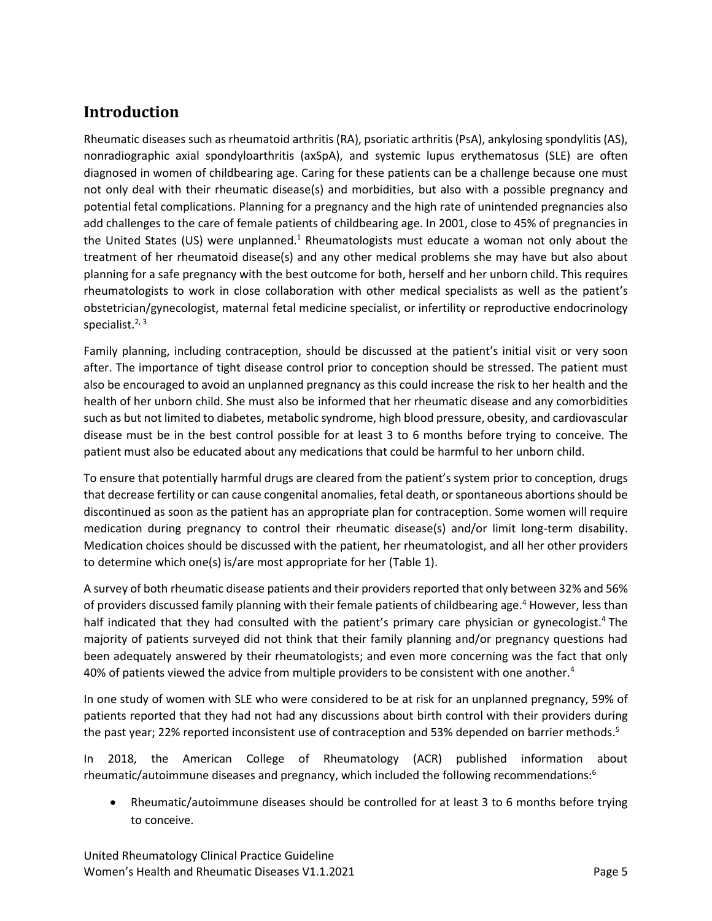## Introduction

Rheumatic diseases such as rheumatoid arthritis (RA), psoriatic arthritis (PsA), ankylosing spondylitis (AS), nonradiographic axial spondyloarthritis (axSpA), and systemic lupus erythematosus (SLE) are often diagnosed in women of childbearing age. Caring for these patients can be a challenge because one must not only deal with their rheumatic disease(s) and morbidities, but also with a possible pregnancy and potential fetal complications. Planning for a pregnancy and the high rate of unintended pregnancies also add challenges to the care of female patients of childbearing age. In 2001, close to 45% of pregnancies in the United States (US) were unplanned.[1] Rheumatologists must educate a woman not only about the treatment of her rheumatoid disease(s) and any other medical problems she may have but also about planning for a safe pregnancy with the best outcome for both, herself and her unborn child. This requires rheumatologists to work in close collaboration with other medical specialists as well as the patient's obstetrician/gynecologist, maternal fetal medicine specialist, or infertility or reproductive endocrinology specialist.[2, 3]

Family planning, including contraception, should be discussed at the patient's initial visit or very soon after. The importance of tight disease control prior to conception should be stressed. The patient must also be encouraged to avoid an unplanned pregnancy as this could increase the risk to her health and the health of her unborn child. She must also be informed that her rheumatic disease and any comorbidities such as but not limited to diabetes, metabolic syndrome, high blood pressure, obesity, and cardiovascular disease must be in the best control possible for at least 3 to 6 months before trying to conceive. The patient must also be educated about any medications that could be harmful to her unborn child.

To ensure that potentially harmful drugs are cleared from the patient's system prior to conception, drugs that decrease fertility or can cause congenital anomalies, fetal death, or spontaneous abortions should be discontinued as soon as the patient has an appropriate plan for contraception. Some women will require medication during pregnancy to control their rheumatic disease(s) and/or limit long-term disability. Medication choices should be discussed with the patient, her rheumatologist, and all her other providers to determine which one(s) is/are most appropriate for her (Table 1).

A survey of both rheumatic disease patients and their providers reported that only between 32% and 56% of providers discussed family planning with their female patients of childbearing age.[4] However, less than half indicated that they had consulted with the patient's primary care physician or gynecologist.[4] The majority of patients surveyed did not think that their family planning and/or pregnancy questions had been adequately answered by their rheumatologists; and even more concerning was the fact that only 40% of patients viewed the advice from multiple providers to be consistent with one another.[4]

In one study of women with SLE who were considered to be at risk for an unplanned pregnancy, 59% of patients reported that they had not had any discussions about birth control with their providers during the past year; 22% reported inconsistent use of contraception and 53% depended on barrier methods.[5]

In 2018, the American College of Rheumatology (ACR) published information about rheumatic/autoimmune diseases and pregnancy, which included the following recommendations:[6]

- Rheumatic/autoimmune diseases should be controlled for at least 3 to 6 months before trying to conceive.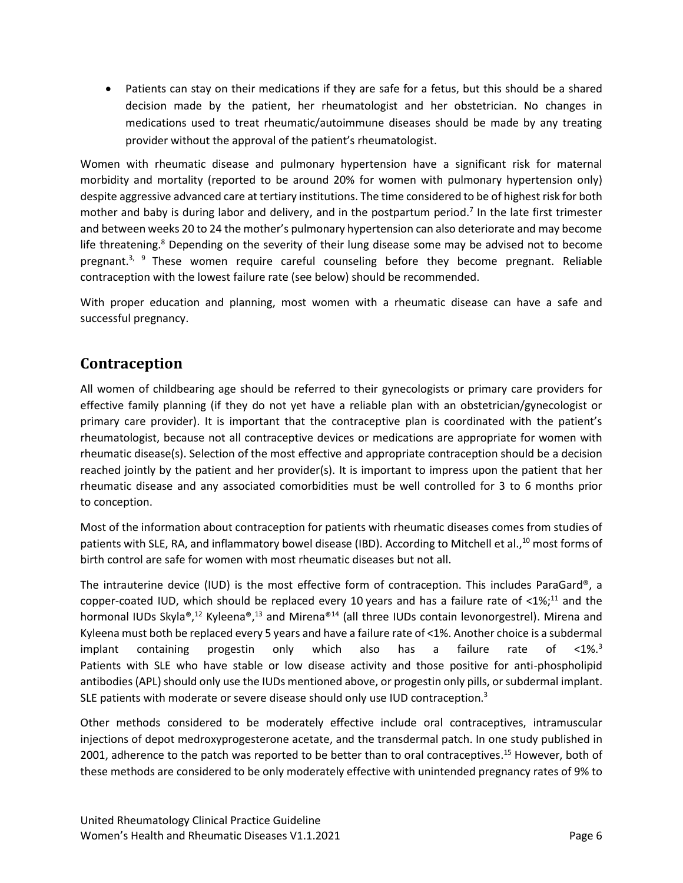- Patients can stay on their medications if they are safe for a fetus, but this should be a shared decision made by the patient, her rheumatologist and her obstetrician. No changes in medications used to treat rheumatic/autoimmune diseases should be made by any treating provider without the approval of the patient's rheumatologist.

Women with rheumatic disease and pulmonary hypertension have a significant risk for maternal morbidity and mortality (reported to be around 20% for women with pulmonary hypertension only) despite aggressive advanced care at tertiary institutions. The time considered to be of highest risk for both mother and baby is during labor and delivery, and in the postpartum period.[7] In the late first trimester and between weeks 20 to 24 the mother's pulmonary hypertension can also deteriorate and may become life threatening.[8] Depending on the severity of their lung disease some may be advised not to become pregnant.[3, 9] These women require careful counseling before they become pregnant. Reliable contraception with the lowest failure rate (see below) should be recommended.

With proper education and planning, most women with a rheumatic disease can have a safe and successful pregnancy.

## Contraception

All women of childbearing age should be referred to their gynecologists or primary care providers for effective family planning (if they do not yet have a reliable plan with an obstetrician/gynecologist or primary care provider). It is important that the contraceptive plan is coordinated with the patient's rheumatologist, because not all contraceptive devices or medications are appropriate for women with rheumatic disease(s). Selection of the most effective and appropriate contraception should be a decision reached jointly by the patient and her provider(s). It is important to impress upon the patient that her rheumatic disease and any associated comorbidities must be well controlled for 3 to 6 months prior to conception.

Most of the information about contraception for patients with rheumatic diseases comes from studies of patients with SLE, RA, and inflammatory bowel disease (IBD). According to Mitchell et al.,[10] most forms of birth control are safe for women with most rheumatic diseases but not all.

The intrauterine device (IUD) is the most effective form of contraception. This includes ParaGard®, a copper-coated IUD, which should be replaced every 10 years and has a failure rate of <1%;[11] and the hormonal IUDs Skyla®,[12] Kyleena®,[13] and Mirena®[14] (all three IUDs contain levonorgestrel). Mirena and Kyleena must both be replaced every 5 years and have a failure rate of <1%. Another choice is a subdermal implant containing progestin only which also has a failure rate of <1%.[3] Patients with SLE who have stable or low disease activity and those positive for anti-phospholipid antibodies (APL) should only use the IUDs mentioned above, or progestin only pills, or subdermal implant. SLE patients with moderate or severe disease should only use IUD contraception.[3]

Other methods considered to be moderately effective include oral contraceptives, intramuscular injections of depot medroxyprogesterone acetate, and the transdermal patch. In one study published in 2001, adherence to the patch was reported to be better than to oral contraceptives.[15] However, both of these methods are considered to be only moderately effective with unintended pregnancy rates of 9% to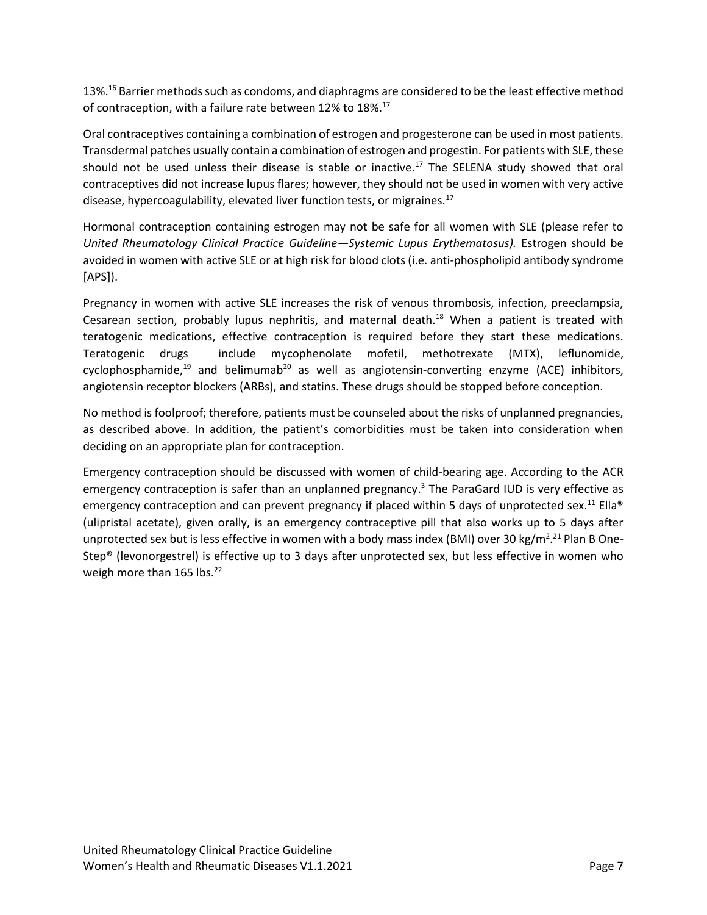13%.[16] Barrier methods such as condoms, and diaphragms are considered to be the least effective method of contraception, with a failure rate between 12% to 18%.[17]

Oral contraceptives containing a combination of estrogen and progesterone can be used in most patients. Transdermal patches usually contain a combination of estrogen and progestin. For patients with SLE, these should not be used unless their disease is stable or inactive.[17] The SELENA study showed that oral contraceptives did not increase lupus flares; however, they should not be used in women with very active disease, hypercoagulability, elevated liver function tests, or migraines.[17]

Hormonal contraception containing estrogen may not be safe for all women with SLE (please refer to *United Rheumatology Clinical Practice Guideline—Systemic Lupus Erythematosus).* Estrogen should be avoided in women with active SLE or at high risk for blood clots (i.e. anti-phospholipid antibody syndrome [APS]).

Pregnancy in women with active SLE increases the risk of venous thrombosis, infection, preeclampsia, Cesarean section, probably lupus nephritis, and maternal death.[18] When a patient is treated with teratogenic medications, effective contraception is required before they start these medications. Teratogenic drugs include mycophenolate mofetil, methotrexate (MTX), leflunomide, cyclophosphamide,[19] and belimumab[20] as well as angiotensin-converting enzyme (ACE) inhibitors, angiotensin receptor blockers (ARBs), and statins. These drugs should be stopped before conception.

No method is foolproof; therefore, patients must be counseled about the risks of unplanned pregnancies, as described above. In addition, the patient's comorbidities must be taken into consideration when deciding on an appropriate plan for contraception.

Emergency contraception should be discussed with women of child-bearing age. According to the ACR emergency contraception is safer than an unplanned pregnancy.[3] The ParaGard IUD is very effective as emergency contraception and can prevent pregnancy if placed within 5 days of unprotected sex.[11] Ella® (ulipristal acetate), given orally, is an emergency contraceptive pill that also works up to 5 days after unprotected sex but is less effective in women with a body mass index (BMI) over 30 kg/m$^2$.[21] Plan B One-Step® (levonorgestrel) is effective up to 3 days after unprotected sex, but less effective in women who weigh more than 165 lbs.[22]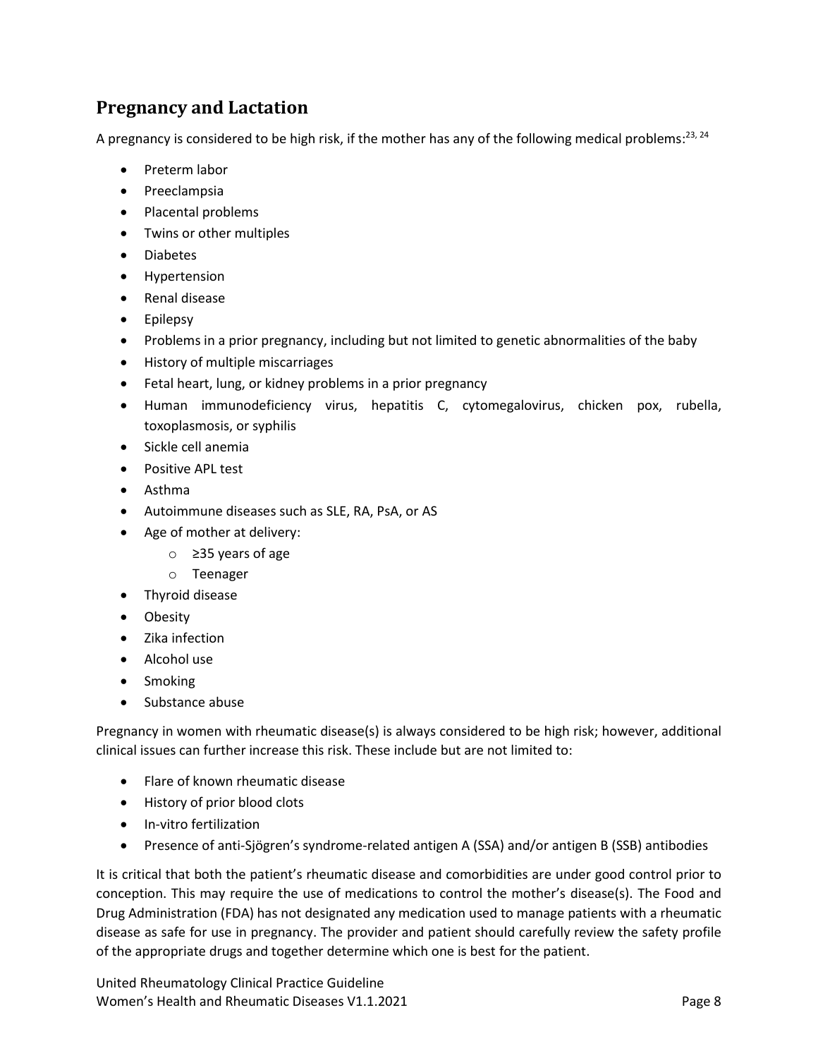## Pregnancy and Lactation

A pregnancy is considered to be high risk, if the mother has any of the following medical problems:[23, 24]

- Preterm labor
- Preeclampsia
- Placental problems
- Twins or other multiples
- Diabetes
- Hypertension
- Renal disease
- Epilepsy
- Problems in a prior pregnancy, including but not limited to genetic abnormalities of the baby
- History of multiple miscarriages
- Fetal heart, lung, or kidney problems in a prior pregnancy
- Human immunodeficiency virus, hepatitis C, cytomegalovirus, chicken pox, rubella, toxoplasmosis, or syphilis
- Sickle cell anemia
- Positive APL test
- Asthma
- Autoimmune diseases such as SLE, RA, PsA, or AS
- Age of mother at delivery:
  - ≥35 years of age
  - Teenager
- Thyroid disease
- Obesity
- Zika infection
- Alcohol use
- Smoking
- Substance abuse

Pregnancy in women with rheumatic disease(s) is always considered to be high risk; however, additional clinical issues can further increase this risk. These include but are not limited to:

- Flare of known rheumatic disease
- History of prior blood clots
- In-vitro fertilization
- Presence of anti-Sjögren's syndrome-related antigen A (SSA) and/or antigen B (SSB) antibodies

It is critical that both the patient's rheumatic disease and comorbidities are under good control prior to conception. This may require the use of medications to control the mother's disease(s). The Food and Drug Administration (FDA) has not designated any medication used to manage patients with a rheumatic disease as safe for use in pregnancy. The provider and patient should carefully review the safety profile of the appropriate drugs and together determine which one is best for the patient.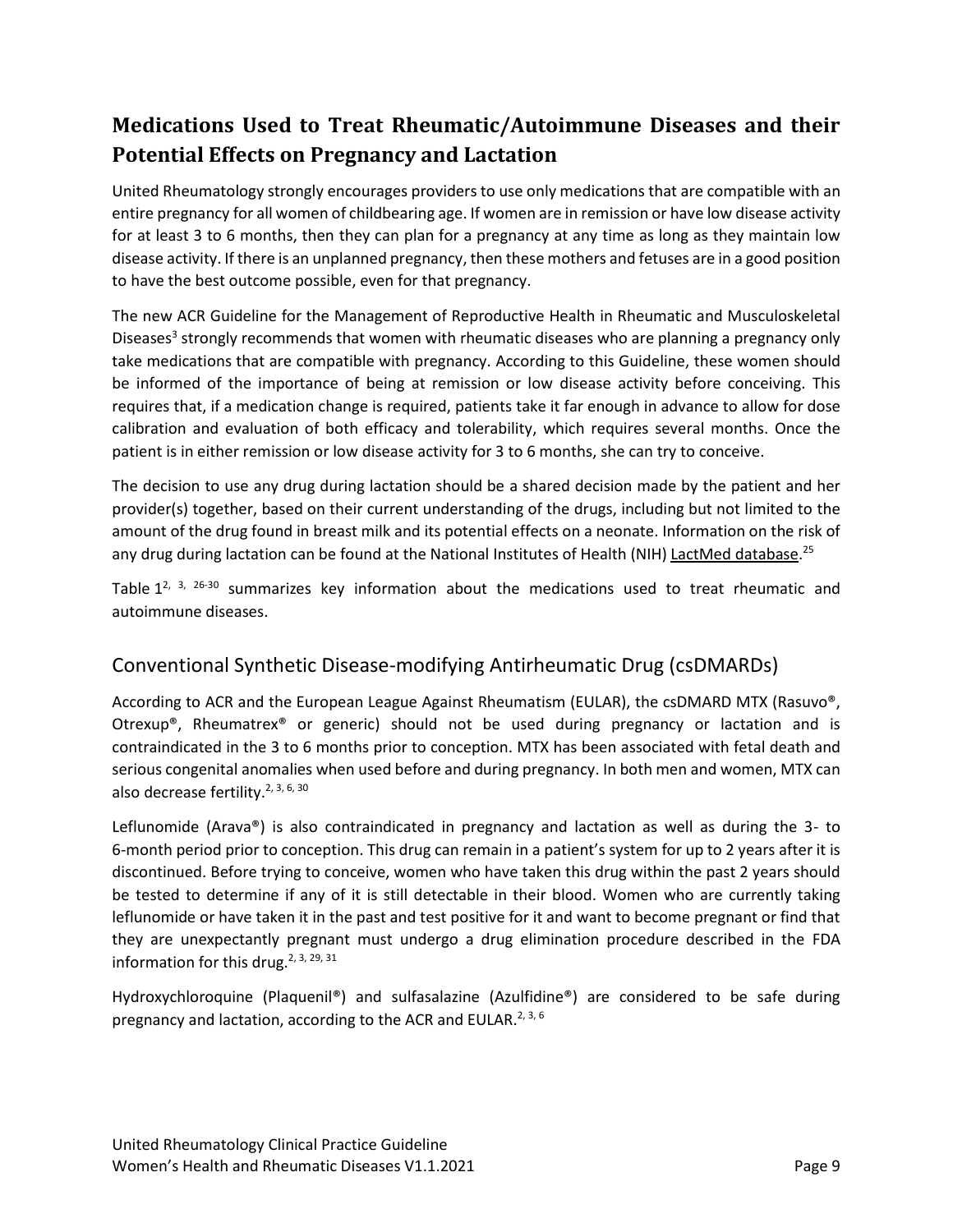## Medications Used to Treat Rheumatic/Autoimmune Diseases and their Potential Effects on Pregnancy and Lactation

United Rheumatology strongly encourages providers to use only medications that are compatible with an entire pregnancy for all women of childbearing age. If women are in remission or have low disease activity for at least 3 to 6 months, then they can plan for a pregnancy at any time as long as they maintain low disease activity. If there is an unplanned pregnancy, then these mothers and fetuses are in a good position to have the best outcome possible, even for that pregnancy.

The new ACR Guideline for the Management of Reproductive Health in Rheumatic and Musculoskeletal Diseases[3] strongly recommends that women with rheumatic diseases who are planning a pregnancy only take medications that are compatible with pregnancy. According to this Guideline, these women should be informed of the importance of being at remission or low disease activity before conceiving. This requires that, if a medication change is required, patients take it far enough in advance to allow for dose calibration and evaluation of both efficacy and tolerability, which requires several months. Once the patient is in either remission or low disease activity for 3 to 6 months, she can try to conceive.

The decision to use any drug during lactation should be a shared decision made by the patient and her provider(s) together, based on their current understanding of the drugs, including but not limited to the amount of the drug found in breast milk and its potential effects on a neonate. Information on the risk of any drug during lactation can be found at the National Institutes of Health (NIH) LactMed database.[25]

Table 1[2, 3, 26-30] summarizes key information about the medications used to treat rheumatic and autoimmune diseases.

### Conventional Synthetic Disease-modifying Antirheumatic Drug (csDMARDs)

According to ACR and the European League Against Rheumatism (EULAR), the csDMARD MTX (Rasuvo®, Otrexup®, Rheumatrex® or generic) should not be used during pregnancy or lactation and is contraindicated in the 3 to 6 months prior to conception. MTX has been associated with fetal death and serious congenital anomalies when used before and during pregnancy. In both men and women, MTX can also decrease fertility.[2, 3, 6, 30]

Leflunomide (Arava®) is also contraindicated in pregnancy and lactation as well as during the 3- to 6-month period prior to conception. This drug can remain in a patient's system for up to 2 years after it is discontinued. Before trying to conceive, women who have taken this drug within the past 2 years should be tested to determine if any of it is still detectable in their blood. Women who are currently taking leflunomide or have taken it in the past and test positive for it and want to become pregnant or find that they are unexpectantly pregnant must undergo a drug elimination procedure described in the FDA information for this drug.[2, 3, 29, 31]

Hydroxychloroquine (Plaquenil®) and sulfasalazine (Azulfidine®) are considered to be safe during pregnancy and lactation, according to the ACR and EULAR.[2, 3, 6]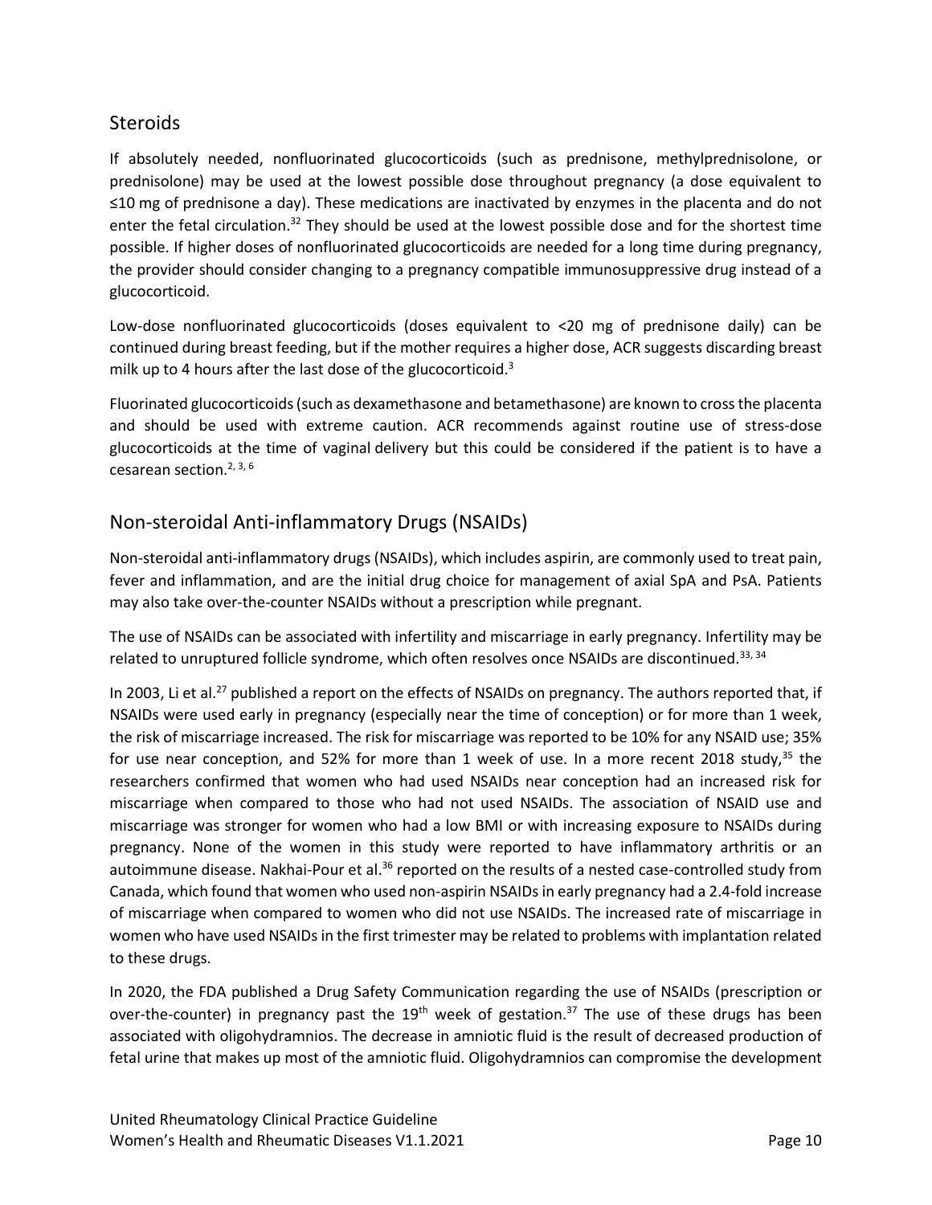## Steroids

If absolutely needed, nonfluorinated glucocorticoids (such as prednisone, methylprednisolone, or prednisolone) may be used at the lowest possible dose throughout pregnancy (a dose equivalent to ≤10 mg of prednisone a day). These medications are inactivated by enzymes in the placenta and do not enter the fetal circulation.[32] They should be used at the lowest possible dose and for the shortest time possible. If higher doses of nonfluorinated glucocorticoids are needed for a long time during pregnancy, the provider should consider changing to a pregnancy compatible immunosuppressive drug instead of a glucocorticoid.

Low-dose nonfluorinated glucocorticoids (doses equivalent to <20 mg of prednisone daily) can be continued during breast feeding, but if the mother requires a higher dose, ACR suggests discarding breast milk up to 4 hours after the last dose of the glucocorticoid.[3]

Fluorinated glucocorticoids (such as dexamethasone and betamethasone) are known to cross the placenta and should be used with extreme caution. ACR recommends against routine use of stress-dose glucocorticoids at the time of vaginal delivery but this could be considered if the patient is to have a cesarean section.[2, 3, 6]

## Non-steroidal Anti-inflammatory Drugs (NSAIDs)

Non-steroidal anti-inflammatory drugs (NSAIDs), which includes aspirin, are commonly used to treat pain, fever and inflammation, and are the initial drug choice for management of axial SpA and PsA. Patients may also take over-the-counter NSAIDs without a prescription while pregnant.

The use of NSAIDs can be associated with infertility and miscarriage in early pregnancy. Infertility may be related to unruptured follicle syndrome, which often resolves once NSAIDs are discontinued.[33, 34]

In 2003, Li et al.[27] published a report on the effects of NSAIDs on pregnancy. The authors reported that, if NSAIDs were used early in pregnancy (especially near the time of conception) or for more than 1 week, the risk of miscarriage increased. The risk for miscarriage was reported to be 10% for any NSAID use; 35% for use near conception, and 52% for more than 1 week of use. In a more recent 2018 study,[35] the researchers confirmed that women who had used NSAIDs near conception had an increased risk for miscarriage when compared to those who had not used NSAIDs. The association of NSAID use and miscarriage was stronger for women who had a low BMI or with increasing exposure to NSAIDs during pregnancy. None of the women in this study were reported to have inflammatory arthritis or an autoimmune disease. Nakhai-Pour et al.[36] reported on the results of a nested case-controlled study from Canada, which found that women who used non-aspirin NSAIDs in early pregnancy had a 2.4-fold increase of miscarriage when compared to women who did not use NSAIDs. The increased rate of miscarriage in women who have used NSAIDs in the first trimester may be related to problems with implantation related to these drugs.

In 2020, the FDA published a Drug Safety Communication regarding the use of NSAIDs (prescription or over-the-counter) in pregnancy past the 19th week of gestation.[37] The use of these drugs has been associated with oligohydramnios. The decrease in amniotic fluid is the result of decreased production of fetal urine that makes up most of the amniotic fluid. Oligohydramnios can compromise the development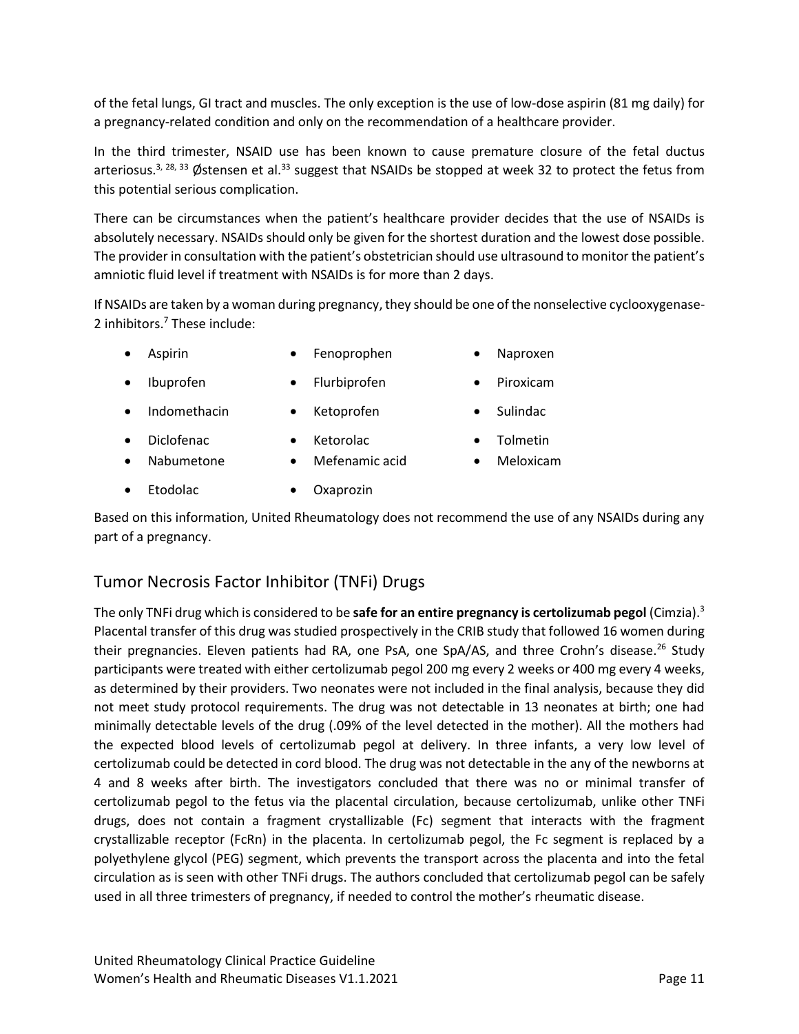of the fetal lungs, GI tract and muscles. The only exception is the use of low-dose aspirin (81 mg daily) for a pregnancy-related condition and only on the recommendation of a healthcare provider.

In the third trimester, NSAID use has been known to cause premature closure of the fetal ductus arteriosus.[3, 28, 33] Østensen et al.[33] suggest that NSAIDs be stopped at week 32 to protect the fetus from this potential serious complication.

There can be circumstances when the patient's healthcare provider decides that the use of NSAIDs is absolutely necessary. NSAIDs should only be given for the shortest duration and the lowest dose possible. The provider in consultation with the patient's obstetrician should use ultrasound to monitor the patient's amniotic fluid level if treatment with NSAIDs is for more than 2 days.

If NSAIDs are taken by a woman during pregnancy, they should be one of the nonselective cyclooxygenase-2 inhibitors.[7] These include:

- Aspirin
- Ibuprofen
- Indomethacin
- Diclofenac
- Nabumetone
- Etodolac
- Fenoprophen
- Flurbiprofen
- Ketoprofen
- Ketorolac
- Mefenamic acid
- Oxaprozin
- Naproxen
- Piroxicam
- Sulindac
- Tolmetin
- Meloxicam

Based on this information, United Rheumatology does not recommend the use of any NSAIDs during any part of a pregnancy.

## Tumor Necrosis Factor Inhibitor (TNFi) Drugs

The only TNFi drug which is considered to be **safe for an entire pregnancy is certolizumab pegol** (Cimzia).[3] Placental transfer of this drug was studied prospectively in the CRIB study that followed 16 women during their pregnancies. Eleven patients had RA, one PsA, one SpA/AS, and three Crohn's disease.[26] Study participants were treated with either certolizumab pegol 200 mg every 2 weeks or 400 mg every 4 weeks, as determined by their providers. Two neonates were not included in the final analysis, because they did not meet study protocol requirements. The drug was not detectable in 13 neonates at birth; one had minimally detectable levels of the drug (.09% of the level detected in the mother). All the mothers had the expected blood levels of certolizumab pegol at delivery. In three infants, a very low level of certolizumab could be detected in cord blood. The drug was not detectable in the any of the newborns at 4 and 8 weeks after birth. The investigators concluded that there was no or minimal transfer of certolizumab pegol to the fetus via the placental circulation, because certolizumab, unlike other TNFi drugs, does not contain a fragment crystallizable (Fc) segment that interacts with the fragment crystallizable receptor (FcRn) in the placenta. In certolizumab pegol, the Fc segment is replaced by a polyethylene glycol (PEG) segment, which prevents the transport across the placenta and into the fetal circulation as is seen with other TNFi drugs. The authors concluded that certolizumab pegol can be safely used in all three trimesters of pregnancy, if needed to control the mother's rheumatic disease.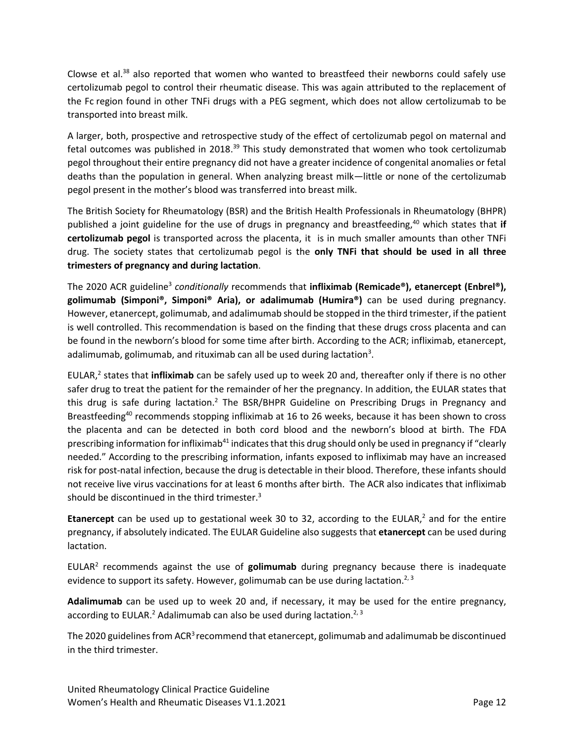Clowse et al.[38] also reported that women who wanted to breastfeed their newborns could safely use certolizumab pegol to control their rheumatic disease. This was again attributed to the replacement of the Fc region found in other TNFi drugs with a PEG segment, which does not allow certolizumab to be transported into breast milk.

A larger, both, prospective and retrospective study of the effect of certolizumab pegol on maternal and fetal outcomes was published in 2018.[39] This study demonstrated that women who took certolizumab pegol throughout their entire pregnancy did not have a greater incidence of congenital anomalies or fetal deaths than the population in general. When analyzing breast milk—little or none of the certolizumab pegol present in the mother's blood was transferred into breast milk.

The British Society for Rheumatology (BSR) and the British Health Professionals in Rheumatology (BHPR) published a joint guideline for the use of drugs in pregnancy and breastfeeding,[40] which states that **if certolizumab pegol** is transported across the placenta, it is in much smaller amounts than other TNFi drug. The society states that certolizumab pegol is the **only TNFi that should be used in all three trimesters of pregnancy and during lactation**.

The 2020 ACR guideline[3] *conditionally* recommends that **infliximab (Remicade®), etanercept (Enbrel®), golimumab (Simponi®, Simponi® Aria), or adalimumab (Humira®)** can be used during pregnancy. However, etanercept, golimumab, and adalimumab should be stopped in the third trimester, if the patient is well controlled. This recommendation is based on the finding that these drugs cross placenta and can be found in the newborn's blood for some time after birth. According to the ACR; infliximab, etanercept, adalimumab, golimumab, and rituximab can all be used during lactation[3].

EULAR,[2] states that **infliximab** can be safely used up to week 20 and, thereafter only if there is no other safer drug to treat the patient for the remainder of her the pregnancy. In addition, the EULAR states that this drug is safe during lactation.[2] The BSR/BHPR Guideline on Prescribing Drugs in Pregnancy and Breastfeeding[40] recommends stopping infliximab at 16 to 26 weeks, because it has been shown to cross the placenta and can be detected in both cord blood and the newborn's blood at birth. The FDA prescribing information for infliximab[41] indicates that this drug should only be used in pregnancy if "clearly needed." According to the prescribing information, infants exposed to infliximab may have an increased risk for post-natal infection, because the drug is detectable in their blood. Therefore, these infants should not receive live virus vaccinations for at least 6 months after birth. The ACR also indicates that infliximab should be discontinued in the third trimester.[3]

**Etanercept** can be used up to gestational week 30 to 32, according to the EULAR,[2] and for the entire pregnancy, if absolutely indicated. The EULAR Guideline also suggests that **etanercept** can be used during lactation.

EULAR[2] recommends against the use of **golimumab** during pregnancy because there is inadequate evidence to support its safety. However, golimumab can be use during lactation.[2, 3]

**Adalimumab** can be used up to week 20 and, if necessary, it may be used for the entire pregnancy, according to EULAR.[2] Adalimumab can also be used during lactation.[2, 3]

The 2020 guidelines from ACR[3] recommend that etanercept, golimumab and adalimumab be discontinued in the third trimester.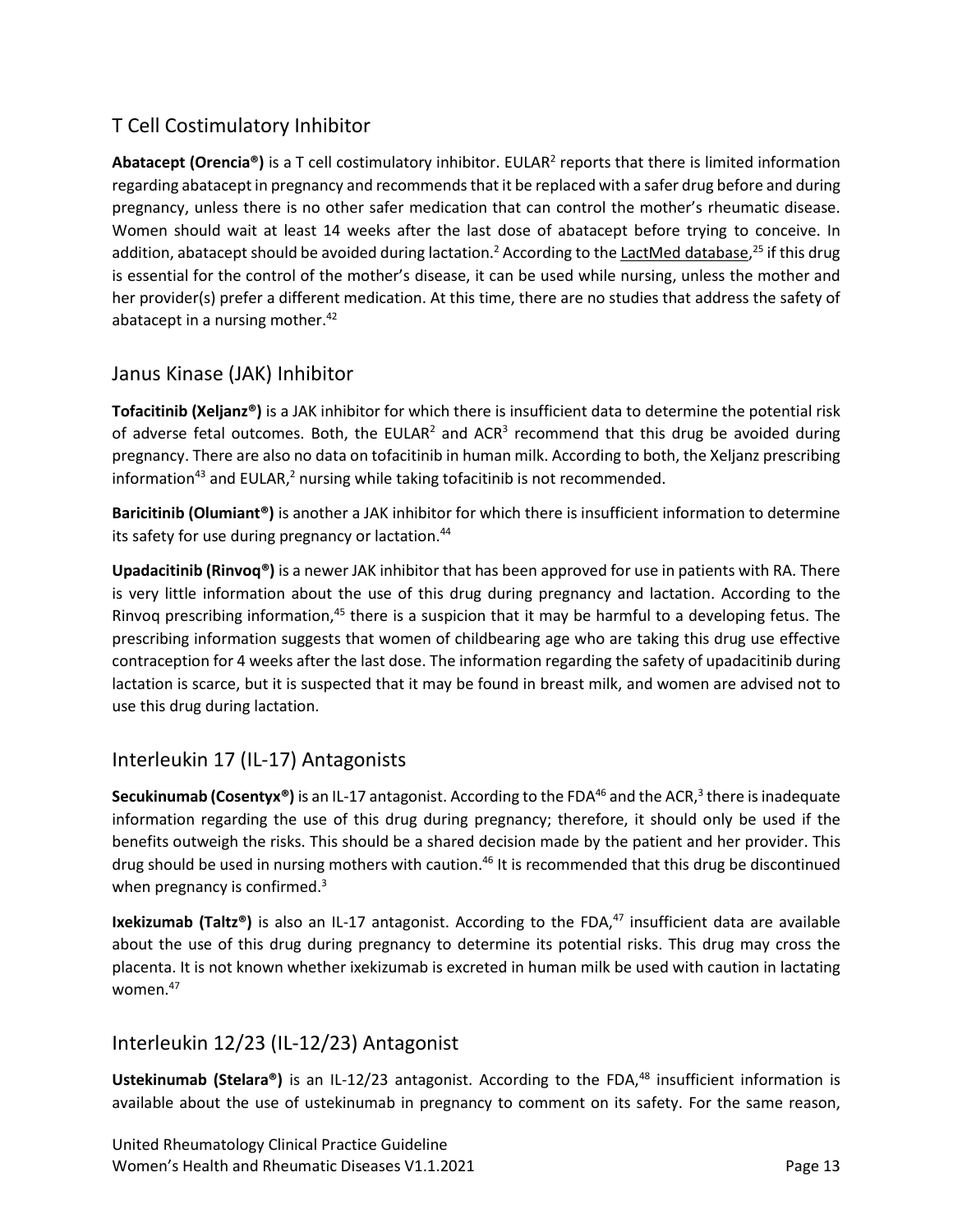## T Cell Costimulatory Inhibitor

**Abatacept (Orencia®)** is a T cell costimulatory inhibitor. EULAR[2] reports that there is limited information regarding abatacept in pregnancy and recommends that it be replaced with a safer drug before and during pregnancy, unless there is no other safer medication that can control the mother's rheumatic disease. Women should wait at least 14 weeks after the last dose of abatacept before trying to conceive. In addition, abatacept should be avoided during lactation.[2] According to the LactMed database,[25] if this drug is essential for the control of the mother's disease, it can be used while nursing, unless the mother and her provider(s) prefer a different medication. At this time, there are no studies that address the safety of abatacept in a nursing mother.[42]

## Janus Kinase (JAK) Inhibitor

**Tofacitinib (Xeljanz®)** is a JAK inhibitor for which there is insufficient data to determine the potential risk of adverse fetal outcomes. Both, the EULAR[2] and ACR[3] recommend that this drug be avoided during pregnancy. There are also no data on tofacitinib in human milk. According to both, the Xeljanz prescribing information[43] and EULAR,[2] nursing while taking tofacitinib is not recommended.

**Baricitinib (Olumiant®)** is another a JAK inhibitor for which there is insufficient information to determine its safety for use during pregnancy or lactation.[44]

**Upadacitinib (Rinvoq®)** is a newer JAK inhibitor that has been approved for use in patients with RA. There is very little information about the use of this drug during pregnancy and lactation. According to the Rinvoq prescribing information,[45] there is a suspicion that it may be harmful to a developing fetus. The prescribing information suggests that women of childbearing age who are taking this drug use effective contraception for 4 weeks after the last dose. The information regarding the safety of upadacitinib during lactation is scarce, but it is suspected that it may be found in breast milk, and women are advised not to use this drug during lactation.

## Interleukin 17 (IL-17) Antagonists

**Secukinumab (Cosentyx®)** is an IL-17 antagonist. According to the FDA[46] and the ACR,[3] there is inadequate information regarding the use of this drug during pregnancy; therefore, it should only be used if the benefits outweigh the risks. This should be a shared decision made by the patient and her provider. This drug should be used in nursing mothers with caution.[46] It is recommended that this drug be discontinued when pregnancy is confirmed.[3]

**Ixekizumab (Taltz®)** is also an IL-17 antagonist. According to the FDA,[47] insufficient data are available about the use of this drug during pregnancy to determine its potential risks. This drug may cross the placenta. It is not known whether ixekizumab is excreted in human milk be used with caution in lactating women.[47]

## Interleukin 12/23 (IL-12/23) Antagonist

**Ustekinumab (Stelara®)** is an IL-12/23 antagonist. According to the FDA,[48] insufficient information is available about the use of ustekinumab in pregnancy to comment on its safety. For the same reason,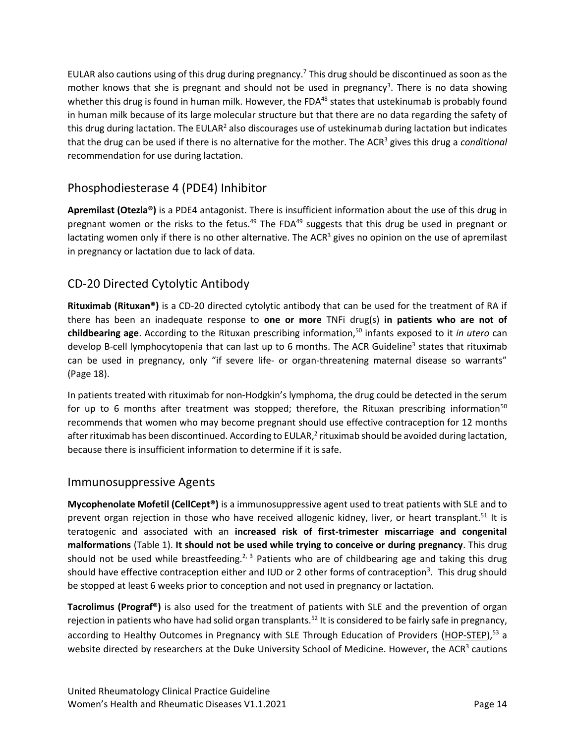EULAR also cautions using of this drug during pregnancy.[7] This drug should be discontinued as soon as the mother knows that she is pregnant and should not be used in pregnancy[3]. There is no data showing whether this drug is found in human milk. However, the FDA[48] states that ustekinumab is probably found in human milk because of its large molecular structure but that there are no data regarding the safety of this drug during lactation. The EULAR[2] also discourages use of ustekinumab during lactation but indicates that the drug can be used if there is no alternative for the mother. The ACR[3] gives this drug a *conditional* recommendation for use during lactation.

## Phosphodiesterase 4 (PDE4) Inhibitor

**Apremilast (Otezla®)** is a PDE4 antagonist. There is insufficient information about the use of this drug in pregnant women or the risks to the fetus.[49] The FDA[49] suggests that this drug be used in pregnant or lactating women only if there is no other alternative. The ACR[3] gives no opinion on the use of apremilast in pregnancy or lactation due to lack of data.

## CD-20 Directed Cytolytic Antibody

**Rituximab (Rituxan®)** is a CD-20 directed cytolytic antibody that can be used for the treatment of RA if there has been an inadequate response to **one or more** TNFi drug(s) **in patients who are not of childbearing age**. According to the Rituxan prescribing information,[50] infants exposed to it *in utero* can develop B-cell lymphocytopenia that can last up to 6 months. The ACR Guideline[3] states that rituximab can be used in pregnancy, only "if severe life- or organ-threatening maternal disease so warrants" (Page 18).

In patients treated with rituximab for non-Hodgkin's lymphoma, the drug could be detected in the serum for up to 6 months after treatment was stopped; therefore, the Rituxan prescribing information[50] recommends that women who may become pregnant should use effective contraception for 12 months after rituximab has been discontinued. According to EULAR,[2] rituximab should be avoided during lactation, because there is insufficient information to determine if it is safe.

## Immunosuppressive Agents

**Mycophenolate Mofetil (CellCept®)** is a immunosuppressive agent used to treat patients with SLE and to prevent organ rejection in those who have received allogenic kidney, liver, or heart transplant.[51] It is teratogenic and associated with an **increased risk of first-trimester miscarriage and congenital malformations** (Table 1). **It should not be used while trying to conceive or during pregnancy**. This drug should not be used while breastfeeding.[2, 3] Patients who are of childbearing age and taking this drug should have effective contraception either and IUD or 2 other forms of contraception[3]. This drug should be stopped at least 6 weeks prior to conception and not used in pregnancy or lactation.

**Tacrolimus (Prograf®)** is also used for the treatment of patients with SLE and the prevention of organ rejection in patients who have had solid organ transplants.[52] It is considered to be fairly safe in pregnancy, according to Healthy Outcomes in Pregnancy with SLE Through Education of Providers (HOP-STEP),[53] a website directed by researchers at the Duke University School of Medicine. However, the ACR[3] cautions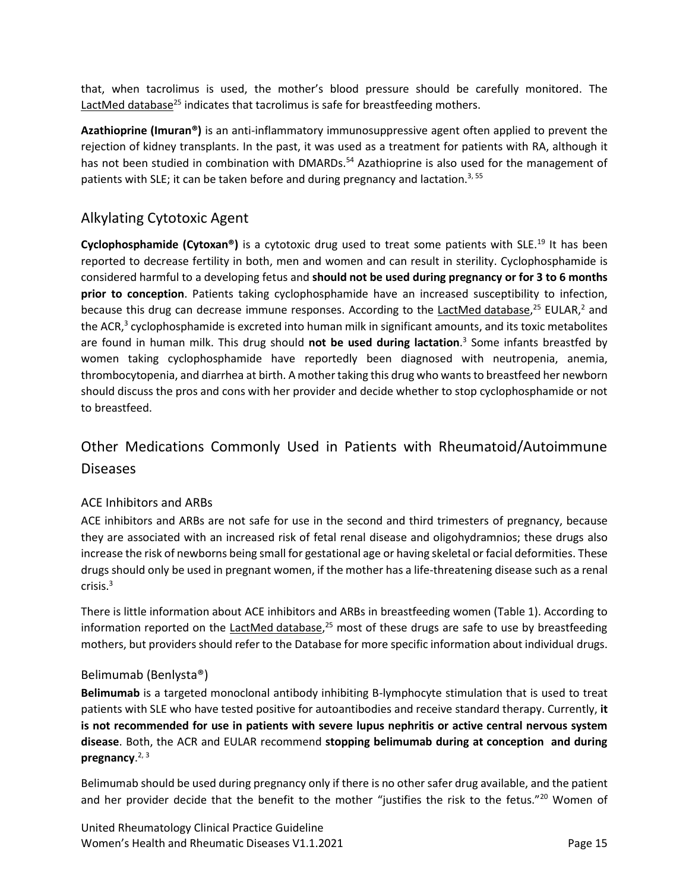that, when tacrolimus is used, the mother's blood pressure should be carefully monitored. The LactMed database[25] indicates that tacrolimus is safe for breastfeeding mothers.

**Azathioprine (Imuran®)** is an anti-inflammatory immunosuppressive agent often applied to prevent the rejection of kidney transplants. In the past, it was used as a treatment for patients with RA, although it has not been studied in combination with DMARDs.[54] Azathioprine is also used for the management of patients with SLE; it can be taken before and during pregnancy and lactation.[3, 55]

## Alkylating Cytotoxic Agent

**Cyclophosphamide (Cytoxan®)** is a cytotoxic drug used to treat some patients with SLE.[19] It has been reported to decrease fertility in both, men and women and can result in sterility. Cyclophosphamide is considered harmful to a developing fetus and **should not be used during pregnancy or for 3 to 6 months prior to conception**. Patients taking cyclophosphamide have an increased susceptibility to infection, because this drug can decrease immune responses. According to the LactMed database,[25] EULAR,[2] and the ACR,[3] cyclophosphamide is excreted into human milk in significant amounts, and its toxic metabolites are found in human milk. This drug should **not be used during lactation**.[3] Some infants breastfed by women taking cyclophosphamide have reportedly been diagnosed with neutropenia, anemia, thrombocytopenia, and diarrhea at birth. A mother taking this drug who wants to breastfeed her newborn should discuss the pros and cons with her provider and decide whether to stop cyclophosphamide or not to breastfeed.

## Other Medications Commonly Used in Patients with Rheumatoid/Autoimmune Diseases

### ACE Inhibitors and ARBs

ACE inhibitors and ARBs are not safe for use in the second and third trimesters of pregnancy, because they are associated with an increased risk of fetal renal disease and oligohydramnios; these drugs also increase the risk of newborns being small for gestational age or having skeletal or facial deformities. These drugs should only be used in pregnant women, if the mother has a life-threatening disease such as a renal crisis.[3]

There is little information about ACE inhibitors and ARBs in breastfeeding women (Table 1). According to information reported on the LactMed database,[25] most of these drugs are safe to use by breastfeeding mothers, but providers should refer to the Database for more specific information about individual drugs.

### Belimumab (Benlysta®)

**Belimumab** is a targeted monoclonal antibody inhibiting B-lymphocyte stimulation that is used to treat patients with SLE who have tested positive for autoantibodies and receive standard therapy. Currently, **it is not recommended for use in patients with severe lupus nephritis or active central nervous system disease**. Both, the ACR and EULAR recommend **stopping belimumab during at conception and during pregnancy**.[2, 3]

Belimumab should be used during pregnancy only if there is no other safer drug available, and the patient and her provider decide that the benefit to the mother "justifies the risk to the fetus."[20] Women of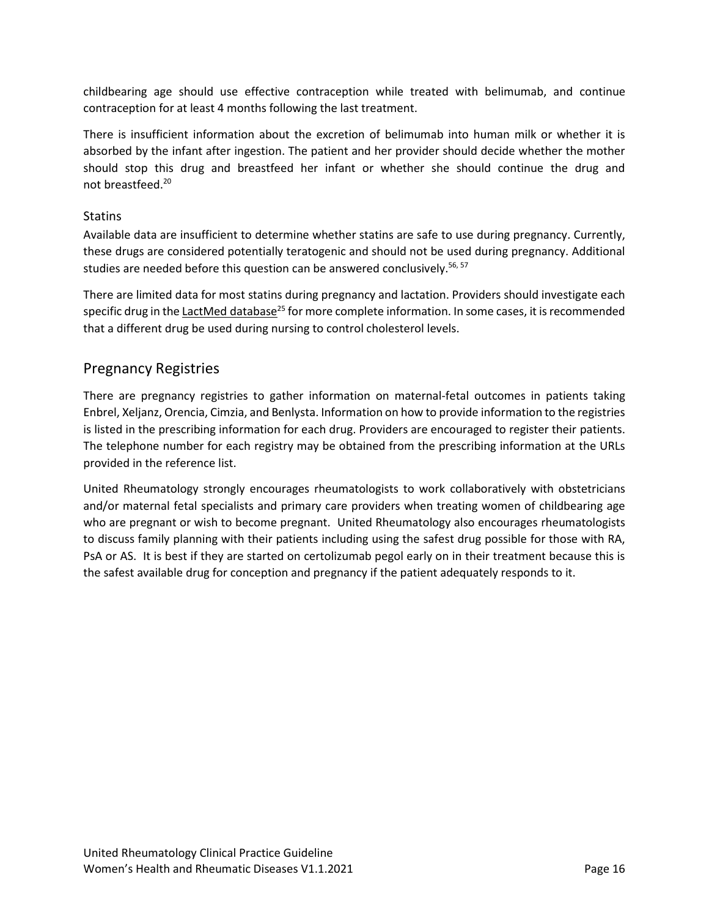childbearing age should use effective contraception while treated with belimumab, and continue contraception for at least 4 months following the last treatment.

There is insufficient information about the excretion of belimumab into human milk or whether it is absorbed by the infant after ingestion. The patient and her provider should decide whether the mother should stop this drug and breastfeed her infant or whether she should continue the drug and not breastfeed.[20]

### Statins

Available data are insufficient to determine whether statins are safe to use during pregnancy. Currently, these drugs are considered potentially teratogenic and should not be used during pregnancy. Additional studies are needed before this question can be answered conclusively.[56, 57]

There are limited data for most statins during pregnancy and lactation. Providers should investigate each specific drug in the LactMed database[25] for more complete information. In some cases, it is recommended that a different drug be used during nursing to control cholesterol levels.

## Pregnancy Registries

There are pregnancy registries to gather information on maternal-fetal outcomes in patients taking Enbrel, Xeljanz, Orencia, Cimzia, and Benlysta. Information on how to provide information to the registries is listed in the prescribing information for each drug. Providers are encouraged to register their patients. The telephone number for each registry may be obtained from the prescribing information at the URLs provided in the reference list.

United Rheumatology strongly encourages rheumatologists to work collaboratively with obstetricians and/or maternal fetal specialists and primary care providers when treating women of childbearing age who are pregnant or wish to become pregnant. United Rheumatology also encourages rheumatologists to discuss family planning with their patients including using the safest drug possible for those with RA, PsA or AS. It is best if they are started on certolizumab pegol early on in their treatment because this is the safest available drug for conception and pregnancy if the patient adequately responds to it.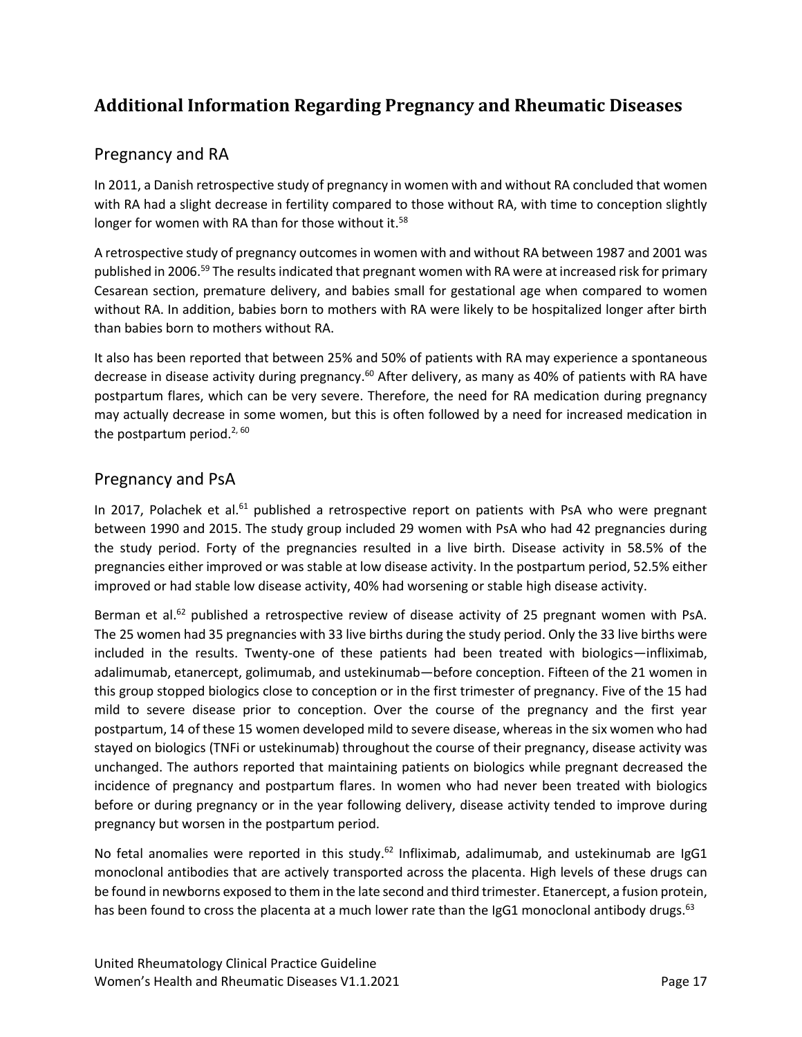## Additional Information Regarding Pregnancy and Rheumatic Diseases

### Pregnancy and RA

In 2011, a Danish retrospective study of pregnancy in women with and without RA concluded that women with RA had a slight decrease in fertility compared to those without RA, with time to conception slightly longer for women with RA than for those without it.[58]

A retrospective study of pregnancy outcomes in women with and without RA between 1987 and 2001 was published in 2006.[59] The results indicated that pregnant women with RA were at increased risk for primary Cesarean section, premature delivery, and babies small for gestational age when compared to women without RA. In addition, babies born to mothers with RA were likely to be hospitalized longer after birth than babies born to mothers without RA.

It also has been reported that between 25% and 50% of patients with RA may experience a spontaneous decrease in disease activity during pregnancy.[60] After delivery, as many as 40% of patients with RA have postpartum flares, which can be very severe. Therefore, the need for RA medication during pregnancy may actually decrease in some women, but this is often followed by a need for increased medication in the postpartum period.[2, 60]

### Pregnancy and PsA

In 2017, Polachek et al.[61] published a retrospective report on patients with PsA who were pregnant between 1990 and 2015. The study group included 29 women with PsA who had 42 pregnancies during the study period. Forty of the pregnancies resulted in a live birth. Disease activity in 58.5% of the pregnancies either improved or was stable at low disease activity. In the postpartum period, 52.5% either improved or had stable low disease activity, 40% had worsening or stable high disease activity.

Berman et al.[62] published a retrospective review of disease activity of 25 pregnant women with PsA. The 25 women had 35 pregnancies with 33 live births during the study period. Only the 33 live births were included in the results. Twenty-one of these patients had been treated with biologics—infliximab, adalimumab, etanercept, golimumab, and ustekinumab—before conception. Fifteen of the 21 women in this group stopped biologics close to conception or in the first trimester of pregnancy. Five of the 15 had mild to severe disease prior to conception. Over the course of the pregnancy and the first year postpartum, 14 of these 15 women developed mild to severe disease, whereas in the six women who had stayed on biologics (TNFi or ustekinumab) throughout the course of their pregnancy, disease activity was unchanged. The authors reported that maintaining patients on biologics while pregnant decreased the incidence of pregnancy and postpartum flares. In women who had never been treated with biologics before or during pregnancy or in the year following delivery, disease activity tended to improve during pregnancy but worsen in the postpartum period.

No fetal anomalies were reported in this study.[62] Infliximab, adalimumab, and ustekinumab are IgG1 monoclonal antibodies that are actively transported across the placenta. High levels of these drugs can be found in newborns exposed to them in the late second and third trimester. Etanercept, a fusion protein, has been found to cross the placenta at a much lower rate than the IgG1 monoclonal antibody drugs.[63]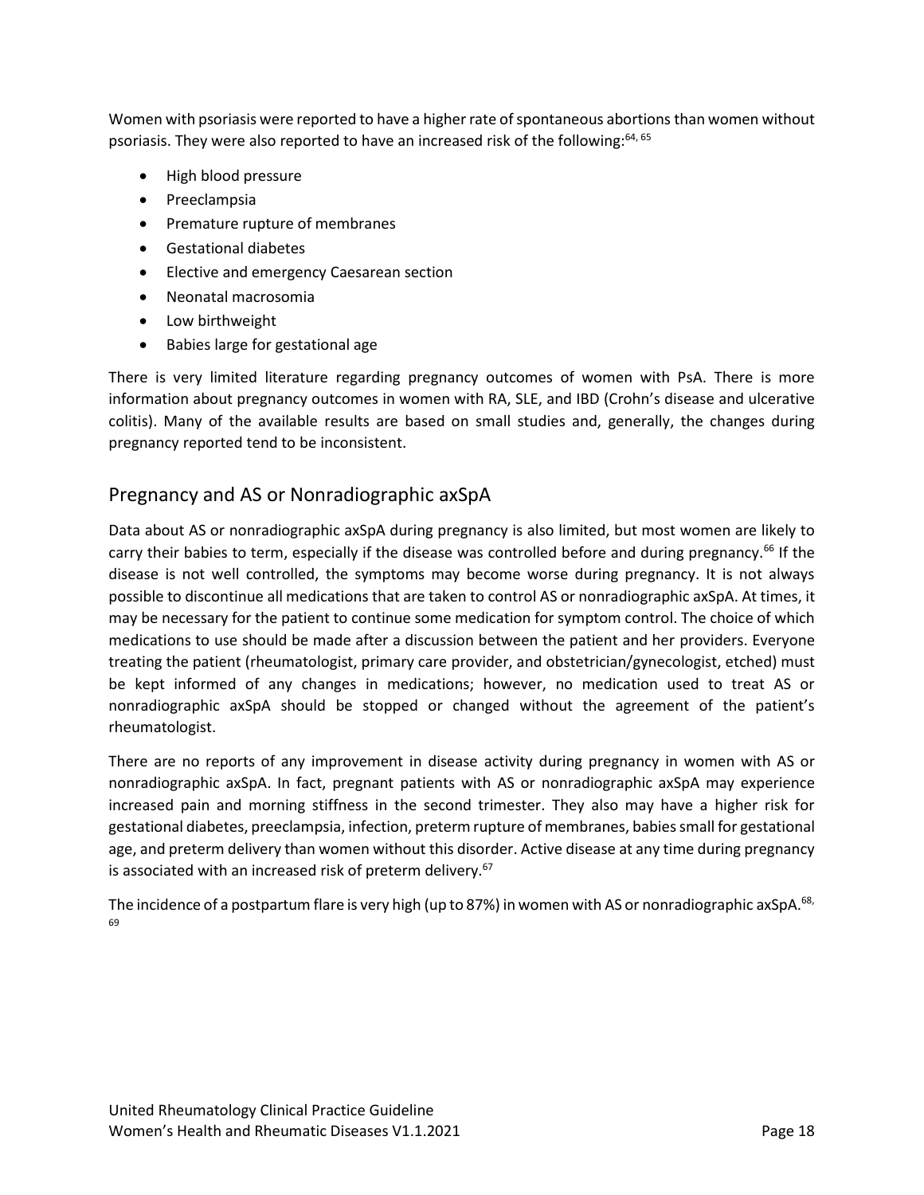Women with psoriasis were reported to have a higher rate of spontaneous abortions than women without psoriasis. They were also reported to have an increased risk of the following:[64, 65]

- High blood pressure
- Preeclampsia
- Premature rupture of membranes
- Gestational diabetes
- Elective and emergency Caesarean section
- Neonatal macrosomia
- Low birthweight
- Babies large for gestational age

There is very limited literature regarding pregnancy outcomes of women with PsA. There is more information about pregnancy outcomes in women with RA, SLE, and IBD (Crohn's disease and ulcerative colitis). Many of the available results are based on small studies and, generally, the changes during pregnancy reported tend to be inconsistent.

## Pregnancy and AS or Nonradiographic axSpA

Data about AS or nonradiographic axSpA during pregnancy is also limited, but most women are likely to carry their babies to term, especially if the disease was controlled before and during pregnancy.[66] If the disease is not well controlled, the symptoms may become worse during pregnancy. It is not always possible to discontinue all medications that are taken to control AS or nonradiographic axSpA. At times, it may be necessary for the patient to continue some medication for symptom control. The choice of which medications to use should be made after a discussion between the patient and her providers. Everyone treating the patient (rheumatologist, primary care provider, and obstetrician/gynecologist, etched) must be kept informed of any changes in medications; however, no medication used to treat AS or nonradiographic axSpA should be stopped or changed without the agreement of the patient's rheumatologist.

There are no reports of any improvement in disease activity during pregnancy in women with AS or nonradiographic axSpA. In fact, pregnant patients with AS or nonradiographic axSpA may experience increased pain and morning stiffness in the second trimester. They also may have a higher risk for gestational diabetes, preeclampsia, infection, preterm rupture of membranes, babies small for gestational age, and preterm delivery than women without this disorder. Active disease at any time during pregnancy is associated with an increased risk of preterm delivery.[67]

The incidence of a postpartum flare is very high (up to 87%) in women with AS or nonradiographic axSpA.[68, 69]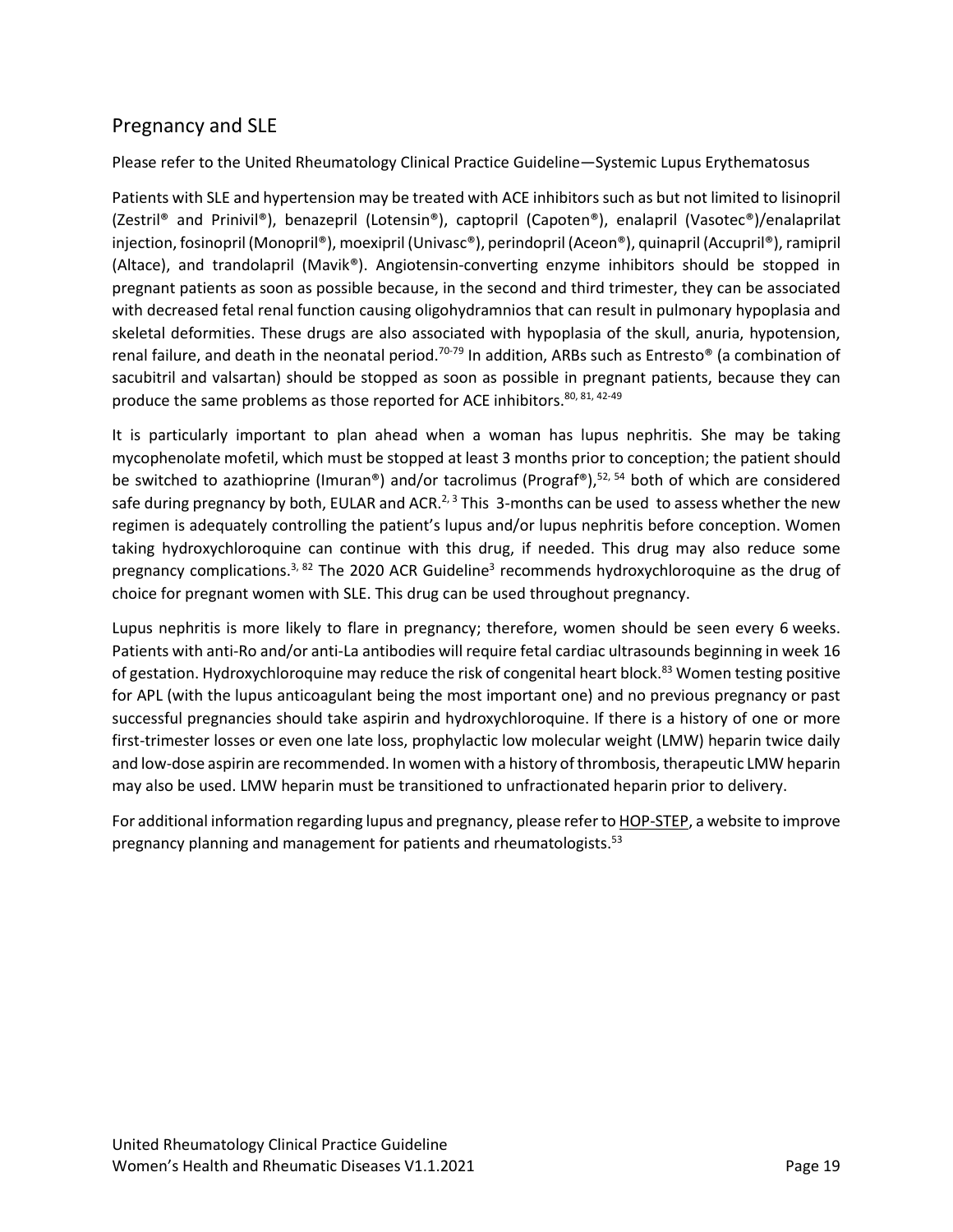## Pregnancy and SLE

Please refer to the United Rheumatology Clinical Practice Guideline—Systemic Lupus Erythematosus

Patients with SLE and hypertension may be treated with ACE inhibitors such as but not limited to lisinopril (Zestril® and Prinivil®), benazepril (Lotensin®), captopril (Capoten®), enalapril (Vasotec®)/enalaprilat injection, fosinopril (Monopril®), moexipril (Univasc®), perindopril (Aceon®), quinapril (Accupril®), ramipril (Altace), and trandolapril (Mavik®). Angiotensin-converting enzyme inhibitors should be stopped in pregnant patients as soon as possible because, in the second and third trimester, they can be associated with decreased fetal renal function causing oligohydramnios that can result in pulmonary hypoplasia and skeletal deformities. These drugs are also associated with hypoplasia of the skull, anuria, hypotension, renal failure, and death in the neonatal period.[70-79] In addition, ARBs such as Entresto® (a combination of sacubitril and valsartan) should be stopped as soon as possible in pregnant patients, because they can produce the same problems as those reported for ACE inhibitors.[80, 81, 42-49]

It is particularly important to plan ahead when a woman has lupus nephritis. She may be taking mycophenolate mofetil, which must be stopped at least 3 months prior to conception; the patient should be switched to azathioprine (Imuran®) and/or tacrolimus (Prograf®),[52, 54] both of which are considered safe during pregnancy by both, EULAR and ACR.[2, 3] This 3-months can be used to assess whether the new regimen is adequately controlling the patient's lupus and/or lupus nephritis before conception. Women taking hydroxychloroquine can continue with this drug, if needed. This drug may also reduce some pregnancy complications.[3, 82] The 2020 ACR Guideline[3] recommends hydroxychloroquine as the drug of choice for pregnant women with SLE. This drug can be used throughout pregnancy.

Lupus nephritis is more likely to flare in pregnancy; therefore, women should be seen every 6 weeks. Patients with anti-Ro and/or anti-La antibodies will require fetal cardiac ultrasounds beginning in week 16 of gestation. Hydroxychloroquine may reduce the risk of congenital heart block.[83] Women testing positive for APL (with the lupus anticoagulant being the most important one) and no previous pregnancy or past successful pregnancies should take aspirin and hydroxychloroquine. If there is a history of one or more first-trimester losses or even one late loss, prophylactic low molecular weight (LMW) heparin twice daily and low-dose aspirin are recommended. In women with a history of thrombosis, therapeutic LMW heparin may also be used. LMW heparin must be transitioned to unfractionated heparin prior to delivery.

For additional information regarding lupus and pregnancy, please refer to HOP-STEP, a website to improve pregnancy planning and management for patients and rheumatologists.[53]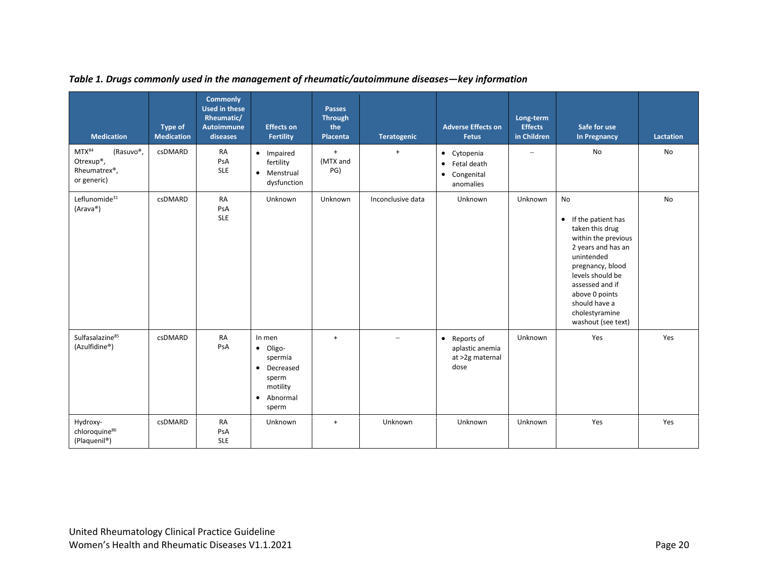***Table 1. Drugs commonly used in the management of rheumatic/autoimmune diseases—key information***

| Medication | Type of Medication | Commonly Used in these Rheumatic/ Autoimmune diseases | Effects on Fertility | Passes Through the Placenta | Teratogenic | Adverse Effects on Fetus | Long-term Effects in Children | Safe for use In Pregnancy | Lactation |
|---|---|---|---|---|---|---|---|---|---|
| MTX[84] (Rasuvo®, Otrexup®, Rheumatrex®, or generic) | csDMARD | RA<br>PsA<br>SLE | • Impaired fertility<br>• Menstrual dysfunction | +<br>(MTX and PG) | + | • Cytopenia<br>• Fetal death<br>• Congenital anomalies | – | No | No |
| Leflunomide[31] (Arava®) | csDMARD | RA<br>PsA<br>SLE | Unknown | Unknown | Inconclusive data | Unknown | Unknown | No<br>• If the patient has taken this drug within the previous 2 years and has an unintended pregnancy, blood levels should be assessed and if above 0 points should have a cholestyramine washout (see text) | No |
| Sulfasalazine[85] (Azulfidine®) | csDMARD | RA<br>PsA | In men<br>• Oligo-spermia<br>• Decreased sperm motility<br>• Abnormal sperm | + | – | • Reports of aplastic anemia at >2g maternal dose | Unknown | Yes | Yes |
| Hydroxy-chloroquine[86] (Plaquenil®) | csDMARD | RA<br>PsA<br>SLE | Unknown | + | Unknown | Unknown | Unknown | Yes | Yes |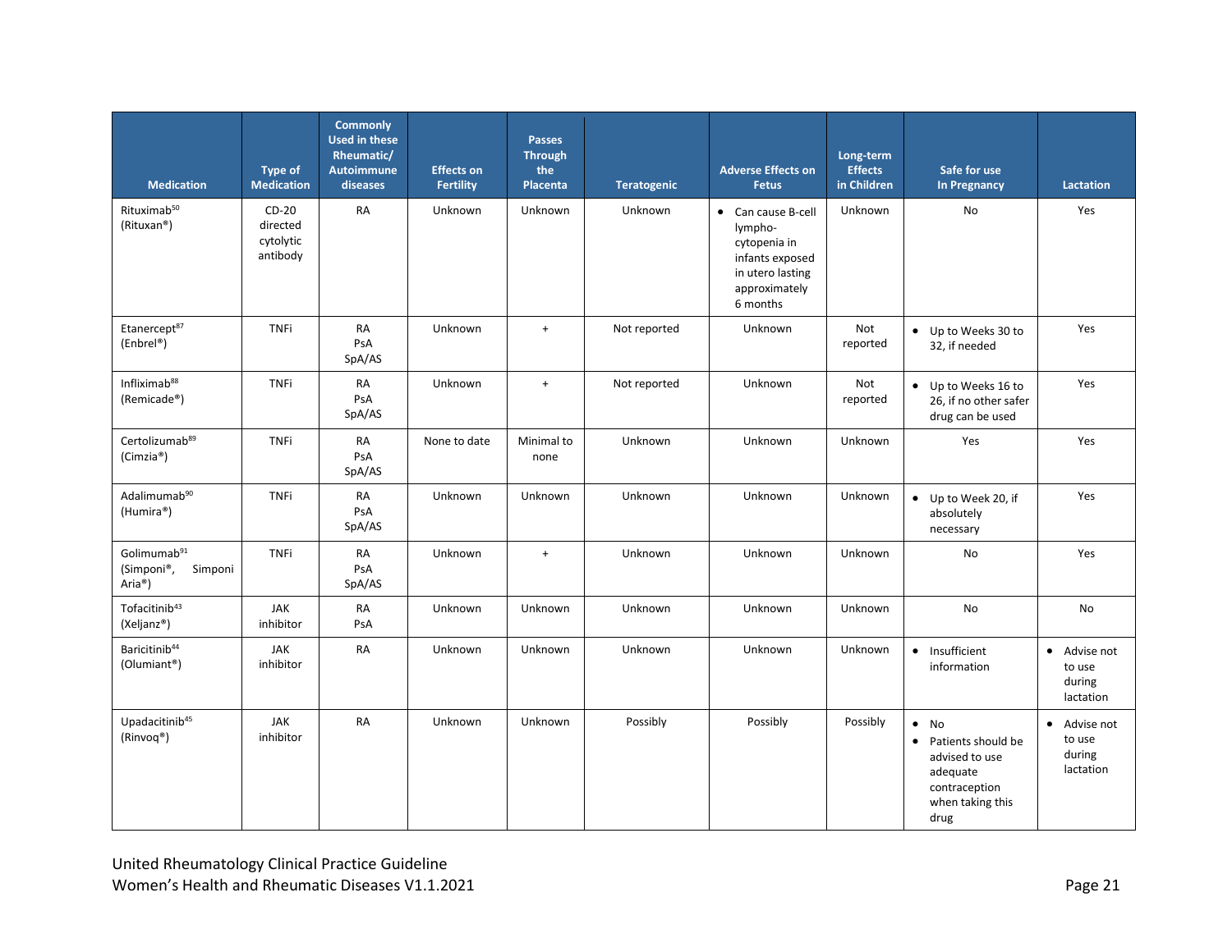| Medication | Type of Medication | Commonly Used in these Rheumatic/ Autoimmune diseases | Effects on Fertility | Passes Through the Placenta | Teratogenic | Adverse Effects on Fetus | Long-term Effects in Children | Safe for use In Pregnancy | Lactation |
|---|---|---|---|---|---|---|---|---|---|
| Rituximab[50] (Rituxan®) | CD-20 directed cytolytic antibody | RA | Unknown | Unknown | Unknown | • Can cause B-cell lympho-cytopenia in infants exposed in utero lasting approximately 6 months | Unknown | No | Yes |
| Etanercept[87] (Enbrel®) | TNFi | RA PsA SpA/AS | Unknown | + | Not reported | Unknown | Not reported | • Up to Weeks 30 to 32, if needed | Yes |
| Infliximab[88] (Remicade®) | TNFi | RA PsA SpA/AS | Unknown | + | Not reported | Unknown | Not reported | • Up to Weeks 16 to 26, if no other safer drug can be used | Yes |
| Certolizumab[89] (Cimzia®) | TNFi | RA PsA SpA/AS | None to date | Minimal to none | Unknown | Unknown | Unknown | Yes | Yes |
| Adalimumab[90] (Humira®) | TNFi | RA PsA SpA/AS | Unknown | Unknown | Unknown | Unknown | Unknown | • Up to Week 20, if absolutely necessary | Yes |
| Golimumab[91] (Simponi®, Simponi Aria®) | TNFi | RA PsA SpA/AS | Unknown | + | Unknown | Unknown | Unknown | No | Yes |
| Tofacitinib[43] (Xeljanz®) | JAK inhibitor | RA PsA | Unknown | Unknown | Unknown | Unknown | Unknown | No | No |
| Baricitinib[44] (Olumiant®) | JAK inhibitor | RA | Unknown | Unknown | Unknown | Unknown | Unknown | • Insufficient information | • Advise not to use during lactation |
| Upadacitinib[45] (Rinvoq®) | JAK inhibitor | RA | Unknown | Unknown | Possibly | Possibly | Possibly | • No • Patients should be advised to use adequate contraception when taking this drug | • Advise not to use during lactation |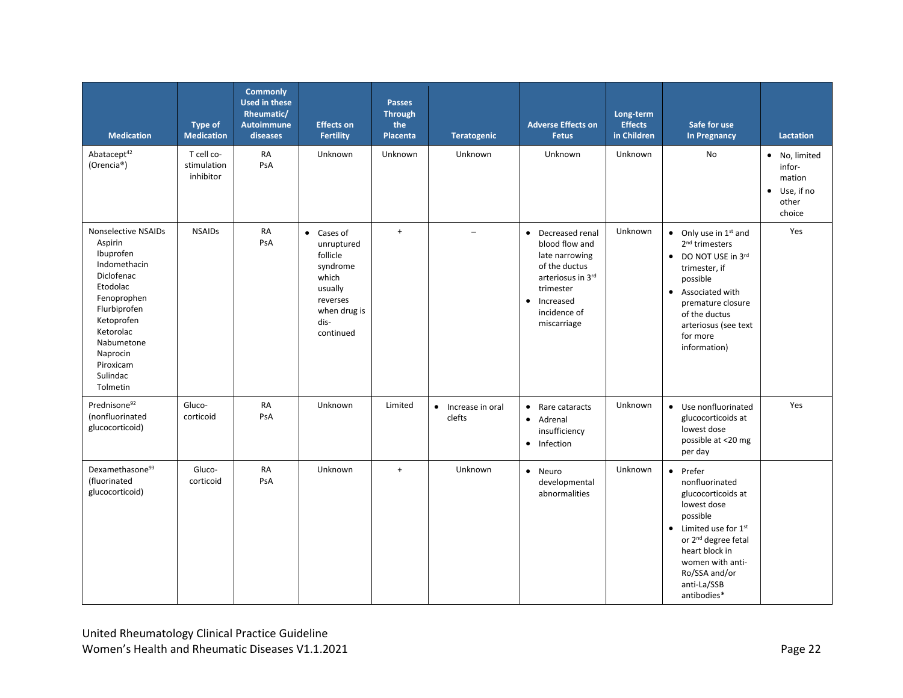| Medication | Type of Medication | Commonly Used in these Rheumatic/ Autoimmune diseases | Effects on Fertility | Passes Through the Placenta | Teratogenic | Adverse Effects on Fetus | Long-term Effects in Children | Safe for use In Pregnancy | Lactation |
|---|---|---|---|---|---|---|---|---|---|
| Abatacept[42] (Orencia®) | T cell co-stimulation inhibitor | RA PsA | Unknown | Unknown | Unknown | Unknown | Unknown | No | • No, limited information<br>• Use, if no other choice |
| Nonselective NSAIDs<br>Aspirin<br>Ibuprofen<br>Indomethacin<br>Diclofenac<br>Etodolac<br>Fenoprophen<br>Flurbiprofen<br>Ketoprofen<br>Ketorolac<br>Nabumetone<br>Naprocin<br>Piroxicam<br>Sulindac<br>Tolmetin | NSAIDs | RA PsA | • Cases of unruptured follicle syndrome which usually reverses when drug is dis-continued | + | – | • Decreased renal blood flow and late narrowing of the ductus arteriosus in 3rd trimester<br>• Increased incidence of miscarriage | Unknown | • Only use in 1st and 2nd trimesters<br>• DO NOT USE in 3rd trimester, if possible<br>• Associated with premature closure of the ductus arteriosus (see text for more information) | Yes |
| Prednisone[92] (nonfluorinated glucocorticoid) | Gluco-corticoid | RA PsA | Unknown | Limited | • Increase in oral clefts | • Rare cataracts<br>• Adrenal insufficiency<br>• Infection | Unknown | • Use nonfluorinated glucocorticoids at lowest dose possible at <20 mg per day | Yes |
| Dexamethasone[93] (fluorinated glucocorticoid) | Gluco-corticoid | RA PsA | Unknown | + | Unknown | • Neuro developmental abnormalities | Unknown | • Prefer nonfluorinated glucocorticoids at lowest dose possible<br>• Limited use for 1st or 2nd degree fetal heart block in women with anti-Ro/SSA and/or anti-La/SSB antibodies* | |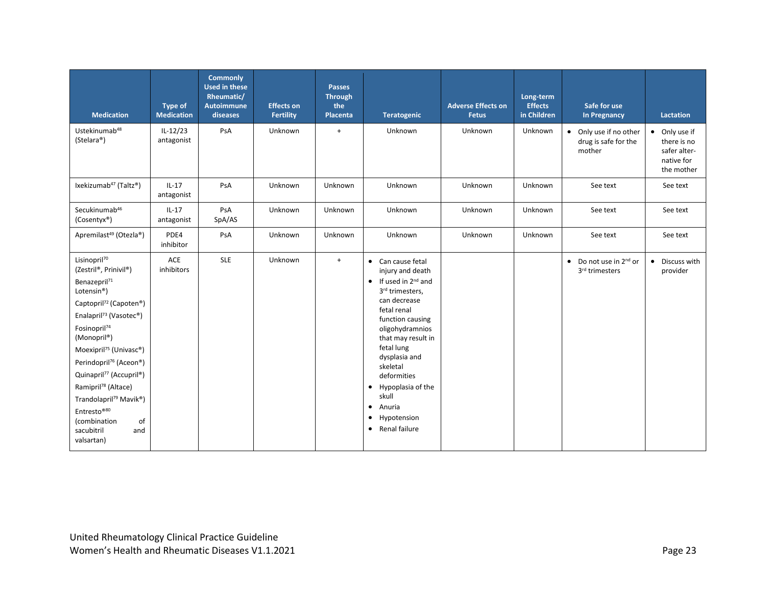| Medication | Type of Medication | Commonly Used in these Rheumatic/ Autoimmune diseases | Effects on Fertility | Passes Through the Placenta | Teratogenic | Adverse Effects on Fetus | Long-term Effects in Children | Safe for use In Pregnancy | Lactation |
|---|---|---|---|---|---|---|---|---|---|
| Ustekinumab[48] (Stelara®) | IL-12/23 antagonist | PsA | Unknown | + | Unknown | Unknown | Unknown | • Only use if no other drug is safe for the mother | • Only use if there is no safer alternative for the mother |
| Ixekizumab[47] (Taltz®) | IL-17 antagonist | PsA | Unknown | Unknown | Unknown | Unknown | Unknown | See text | See text |
| Secukinumab[46] (Cosentyx®) | IL-17 antagonist | PsA SpA/AS | Unknown | Unknown | Unknown | Unknown | Unknown | See text | See text |
| Apremilast[49] (Otezla®) | PDE4 inhibitor | PsA | Unknown | Unknown | Unknown | Unknown | Unknown | See text | See text |
| Lisinopril[70] (Zestril®, Prinivil®)<br>Benazepril[71] Lotensin®)<br>Captopril[72] (Capoten®)<br>Enalapril[73] (Vasotec®)<br>Fosinopril[74] (Monopril®)<br>Moexipril[75] (Univasc®)<br>Perindopril[76] (Aceon®)<br>Quinapril[77] (Accupril®)<br>Ramipril[78] (Altace)<br>Trandolapril[79] Mavik®)<br>Entresto®[80] (combination of sacubitril and valsartan) | ACE inhibitors | SLE | Unknown | + | • Can cause fetal injury and death<br>• If used in 2nd and 3rd trimesters, can decrease fetal renal function causing oligohydramnios that may result in fetal lung dysplasia and skeletal deformities<br>• Hypoplasia of the skull<br>• Anuria<br>• Hypotension<br>• Renal failure | | | • Do not use in 2nd or 3rd trimesters | • Discuss with provider |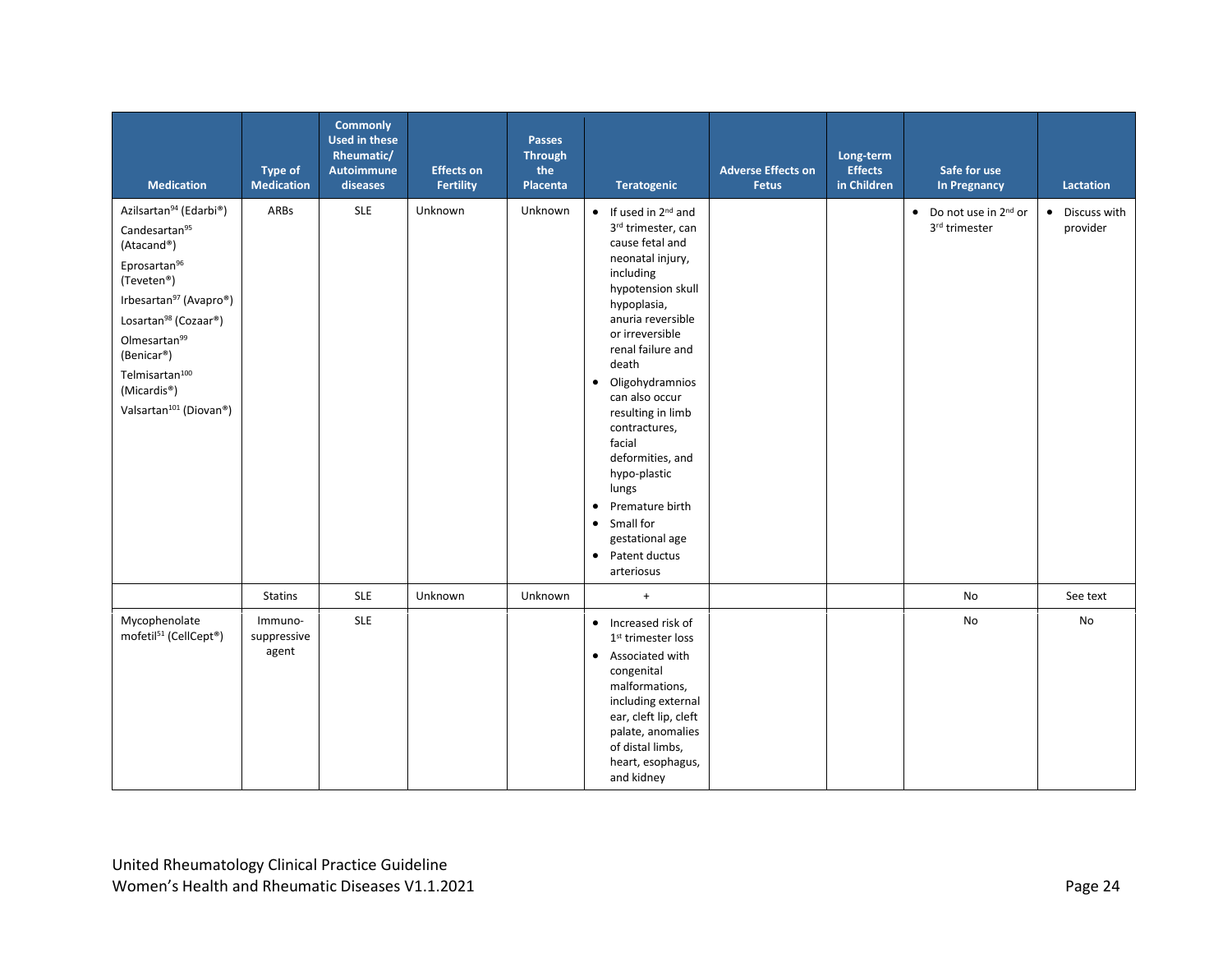| Medication | Type of Medication | Commonly Used in these Rheumatic/ Autoimmune diseases | Effects on Fertility | Passes Through the Placenta | Teratogenic | Adverse Effects on Fetus | Long-term Effects in Children | Safe for use In Pregnancy | Lactation |
|---|---|---|---|---|---|---|---|---|---|
| Azilsartan[94] (Edarbi®)<br>Candesartan[95] (Atacand®)<br>Eprosartan[96] (Teveten®)<br>Irbesartan[97] (Avapro®)<br>Losartan[98] (Cozaar®)<br>Olmesartan[99] (Benicar®)<br>Telmisartan[100] (Micardis®)<br>Valsartan[101] (Diovan®) | ARBs | SLE | Unknown | Unknown | • If used in 2nd and 3rd trimester, can cause fetal and neonatal injury, including hypotension skull hypoplasia, anuria reversible or irreversible renal failure and death<br>• Oligohydramnios can also occur resulting in limb contractures, facial deformities, and hypo-plastic lungs<br>• Premature birth<br>• Small for gestational age<br>• Patent ductus arteriosus | | | • Do not use in 2nd or 3rd trimester | • Discuss with provider |
| | Statins | SLE | Unknown | Unknown | + | | | No | See text |
| Mycophenolate mofetil[51] (CellCept®) | Immuno-suppressive agent | SLE | | | • Increased risk of 1st trimester loss<br>• Associated with congenital malformations, including external ear, cleft lip, cleft palate, anomalies of distal limbs, heart, esophagus, and kidney | | | No | No |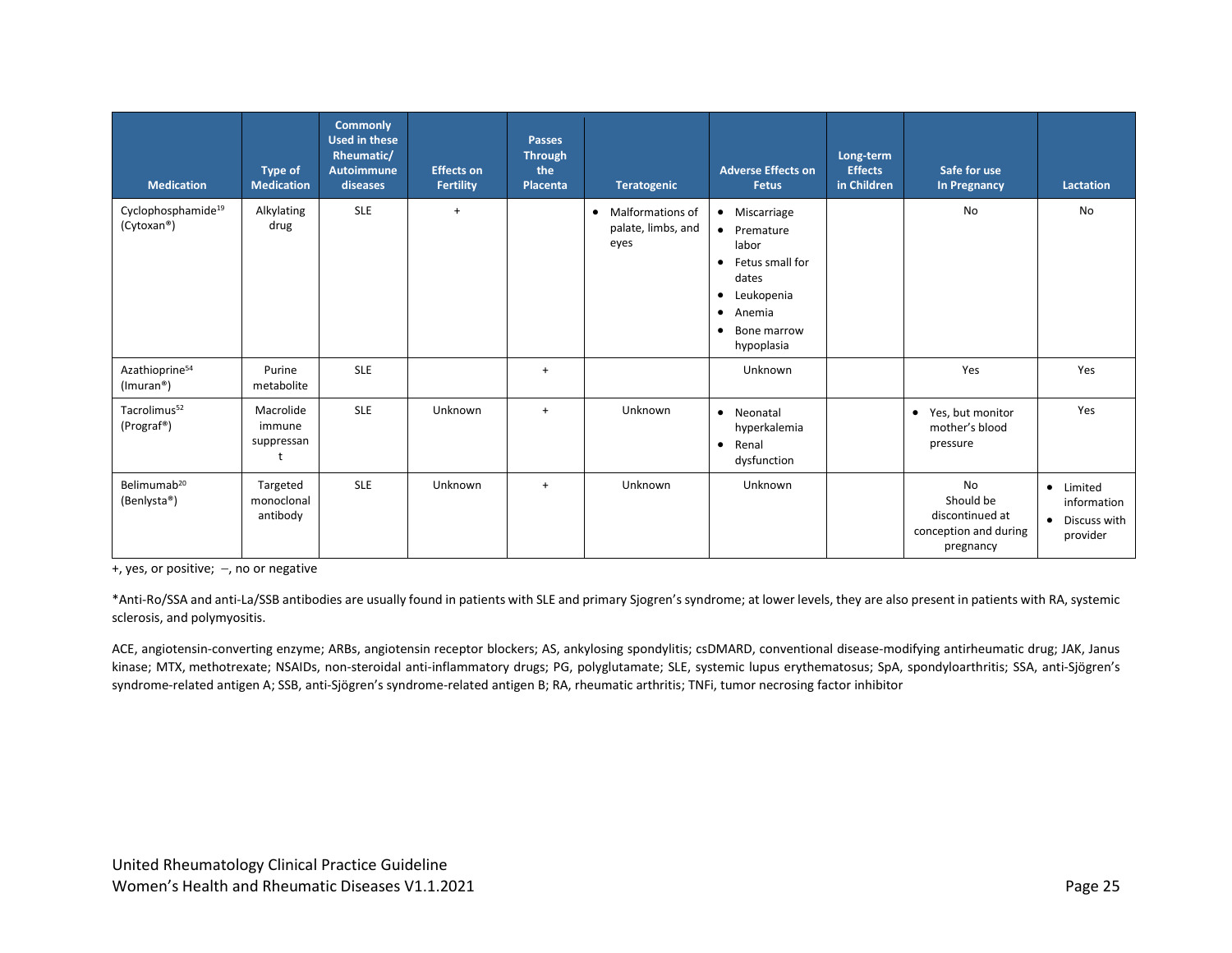| Medication | Type of Medication | Commonly Used in these Rheumatic/ Autoimmune diseases | Effects on Fertility | Passes Through the Placenta | Teratogenic | Adverse Effects on Fetus | Long-term Effects in Children | Safe for use In Pregnancy | Lactation |
|---|---|---|---|---|---|---|---|---|---|
| Cyclophosphamide[19] (Cytoxan®) | Alkylating drug | SLE | + | | • Malformations of palate, limbs, and eyes | • Miscarriage<br>• Premature labor<br>• Fetus small for dates<br>• Leukopenia<br>• Anemia<br>• Bone marrow hypoplasia | | No | No |
| Azathioprine[54] (Imuran®) | Purine metabolite | SLE | | + | | Unknown | | Yes | Yes |
| Tacrolimus[52] (Prograf®) | Macrolide immune suppressant | SLE | Unknown | + | Unknown | • Neonatal hyperkalemia<br>• Renal dysfunction | | • Yes, but monitor mother's blood pressure | Yes |
| Belimumab[20] (Benlysta®) | Targeted monoclonal antibody | SLE | Unknown | + | Unknown | Unknown | | No<br>Should be discontinued at conception and during pregnancy | • Limited information<br>• Discuss with provider |

+, yes, or positive; −, no or negative

*Anti-Ro/SSA and anti-La/SSB antibodies are usually found in patients with SLE and primary Sjogren's syndrome; at lower levels, they are also present in patients with RA, systemic sclerosis, and polymyositis.

ACE, angiotensin-converting enzyme; ARBs, angiotensin receptor blockers; AS, ankylosing spondylitis; csDMARD, conventional disease-modifying antirheumatic drug; JAK, Janus kinase; MTX, methotrexate; NSAIDs, non-steroidal anti-inflammatory drugs; PG, polyglutamate; SLE, systemic lupus erythematosus; SpA, spondyloarthritis; SSA, anti-Sjögren's syndrome-related antigen A; SSB, anti-Sjögren's syndrome-related antigen B; RA, rheumatic arthritis; TNFi, tumor necrosing factor inhibitor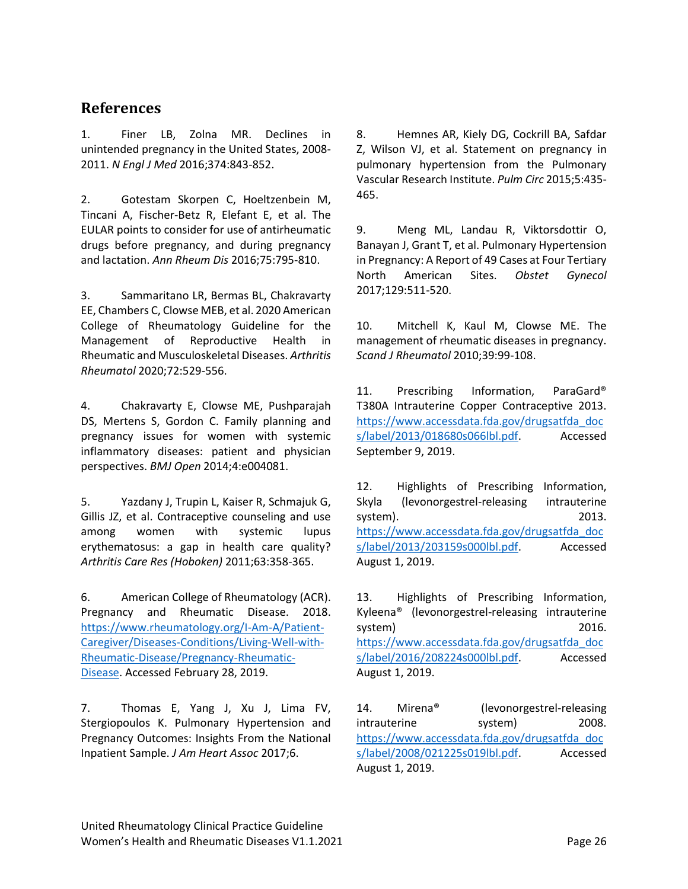## References

1. Finer LB, Zolna MR. Declines in unintended pregnancy in the United States, 2008-2011. *N Engl J Med* 2016;374:843-852.

2. Gotestam Skorpen C, Hoeltzenbein M, Tincani A, Fischer-Betz R, Elefant E, et al. The EULAR points to consider for use of antirheumatic drugs before pregnancy, and during pregnancy and lactation. *Ann Rheum Dis* 2016;75:795-810.

3. Sammaritano LR, Bermas BL, Chakravarty EE, Chambers C, Clowse MEB, et al. 2020 American College of Rheumatology Guideline for the Management of Reproductive Health in Rheumatic and Musculoskeletal Diseases. *Arthritis Rheumatol* 2020;72:529-556.

4. Chakravarty E, Clowse ME, Pushparajah DS, Mertens S, Gordon C. Family planning and pregnancy issues for women with systemic inflammatory diseases: patient and physician perspectives. *BMJ Open* 2014;4:e004081.

5. Yazdany J, Trupin L, Kaiser R, Schmajuk G, Gillis JZ, et al. Contraceptive counseling and use among women with systemic lupus erythematosus: a gap in health care quality? *Arthritis Care Res (Hoboken)* 2011;63:358-365.

6. American College of Rheumatology (ACR). Pregnancy and Rheumatic Disease. 2018. https://www.rheumatology.org/I-Am-A/Patient-Caregiver/Diseases-Conditions/Living-Well-with-Rheumatic-Disease/Pregnancy-Rheumatic-Disease. Accessed February 28, 2019.

7. Thomas E, Yang J, Xu J, Lima FV, Stergiopoulos K. Pulmonary Hypertension and Pregnancy Outcomes: Insights From the National Inpatient Sample. *J Am Heart Assoc* 2017;6.

8. Hemnes AR, Kiely DG, Cockrill BA, Safdar Z, Wilson VJ, et al. Statement on pregnancy in pulmonary hypertension from the Pulmonary Vascular Research Institute. *Pulm Circ* 2015;5:435-465.

9. Meng ML, Landau R, Viktorsdottir O, Banayan J, Grant T, et al. Pulmonary Hypertension in Pregnancy: A Report of 49 Cases at Four Tertiary North American Sites. *Obstet Gynecol* 2017;129:511-520.

10. Mitchell K, Kaul M, Clowse ME. The management of rheumatic diseases in pregnancy. *Scand J Rheumatol* 2010;39:99-108.

11. Prescribing Information, ParaGard® T380A Intrauterine Copper Contraceptive 2013. https://www.accessdata.fda.gov/drugsatfda_docs/label/2013/018680s066lbl.pdf. Accessed September 9, 2019.

12. Highlights of Prescribing Information, Skyla (levonorgestrel-releasing intrauterine system). 2013. https://www.accessdata.fda.gov/drugsatfda_docs/label/2013/203159s000lbl.pdf. Accessed August 1, 2019.

13. Highlights of Prescribing Information, Kyleena® (levonorgestrel-releasing intrauterine system) 2016. https://www.accessdata.fda.gov/drugsatfda_docs/label/2016/208224s000lbl.pdf. Accessed August 1, 2019.

14. Mirena® (levonorgestrel-releasing intrauterine system) 2008. https://www.accessdata.fda.gov/drugsatfda_docs/label/2008/021225s019lbl.pdf. Accessed August 1, 2019.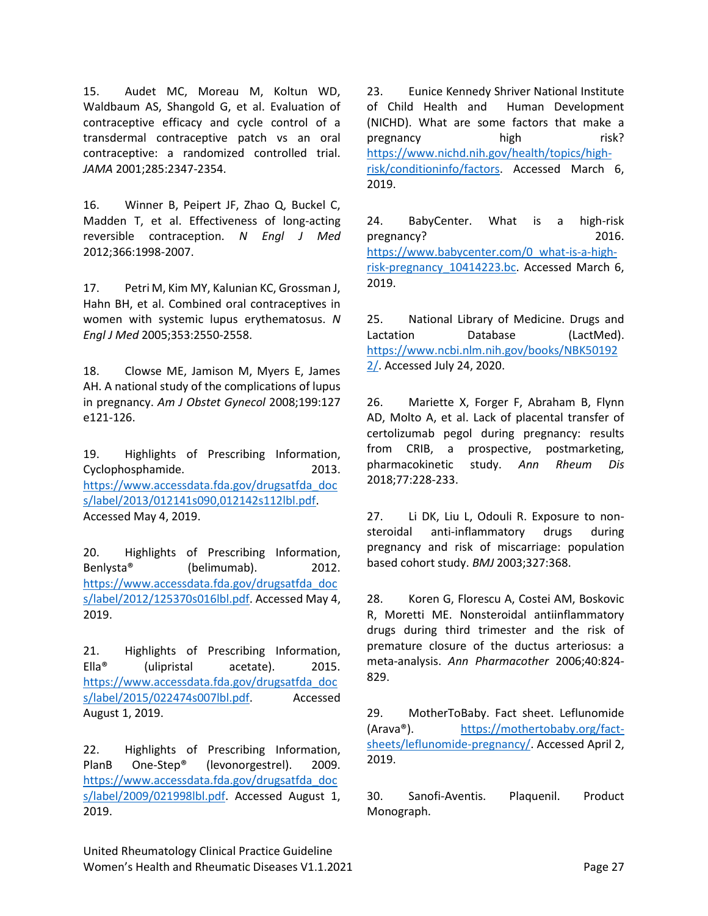15. Audet MC, Moreau M, Koltun WD, Waldbaum AS, Shangold G, et al. Evaluation of contraceptive efficacy and cycle control of a transdermal contraceptive patch vs an oral contraceptive: a randomized controlled trial. *JAMA* 2001;285:2347-2354.

16. Winner B, Peipert JF, Zhao Q, Buckel C, Madden T, et al. Effectiveness of long-acting reversible contraception. *N Engl J Med* 2012;366:1998-2007.

17. Petri M, Kim MY, Kalunian KC, Grossman J, Hahn BH, et al. Combined oral contraceptives in women with systemic lupus erythematosus. *N Engl J Med* 2005;353:2550-2558.

18. Clowse ME, Jamison M, Myers E, James AH. A national study of the complications of lupus in pregnancy. *Am J Obstet Gynecol* 2008;199:127 e121-126.

19. Highlights of Prescribing Information, Cyclophosphamide. 2013. https://www.accessdata.fda.gov/drugsatfda_docs/label/2013/012141s090,012142s112lbl.pdf. Accessed May 4, 2019.

20. Highlights of Prescribing Information, Benlysta® (belimumab). 2012. https://www.accessdata.fda.gov/drugsatfda_docs/label/2012/125370s016lbl.pdf. Accessed May 4, 2019.

21. Highlights of Prescribing Information, Ella® (ulipristal acetate). 2015. https://www.accessdata.fda.gov/drugsatfda_docs/label/2015/022474s007lbl.pdf. Accessed August 1, 2019.

22. Highlights of Prescribing Information, PlanB One-Step® (levonorgestrel). 2009. https://www.accessdata.fda.gov/drugsatfda_docs/label/2009/021998lbl.pdf. Accessed August 1, 2019.

23. Eunice Kennedy Shriver National Institute of Child Health and Human Development (NICHD). What are some factors that make a pregnancy high risk? https://www.nichd.nih.gov/health/topics/high-risk/conditioninfo/factors. Accessed March 6, 2019.

24. BabyCenter. What is a high-risk pregnancy? 2016. https://www.babycenter.com/0_what-is-a-high-risk-pregnancy_10414223.bc. Accessed March 6, 2019.

25. National Library of Medicine. Drugs and Lactation Database (LactMed). https://www.ncbi.nlm.nih.gov/books/NBK501922/. Accessed July 24, 2020.

26. Mariette X, Forger F, Abraham B, Flynn AD, Molto A, et al. Lack of placental transfer of certolizumab pegol during pregnancy: results from CRIB, a prospective, postmarketing, pharmacokinetic study. *Ann Rheum Dis* 2018;77:228-233.

27. Li DK, Liu L, Odouli R. Exposure to non-steroidal anti-inflammatory drugs during pregnancy and risk of miscarriage: population based cohort study. *BMJ* 2003;327:368.

28. Koren G, Florescu A, Costei AM, Boskovic R, Moretti ME. Nonsteroidal antiinflammatory drugs during third trimester and the risk of premature closure of the ductus arteriosus: a meta-analysis. *Ann Pharmacother* 2006;40:824-829.

29. MotherToBaby. Fact sheet. Leflunomide (Arava®). https://mothertobaby.org/fact-sheets/leflunomide-pregnancy/. Accessed April 2, 2019.

30. Sanofi-Aventis. Plaquenil. Product Monograph.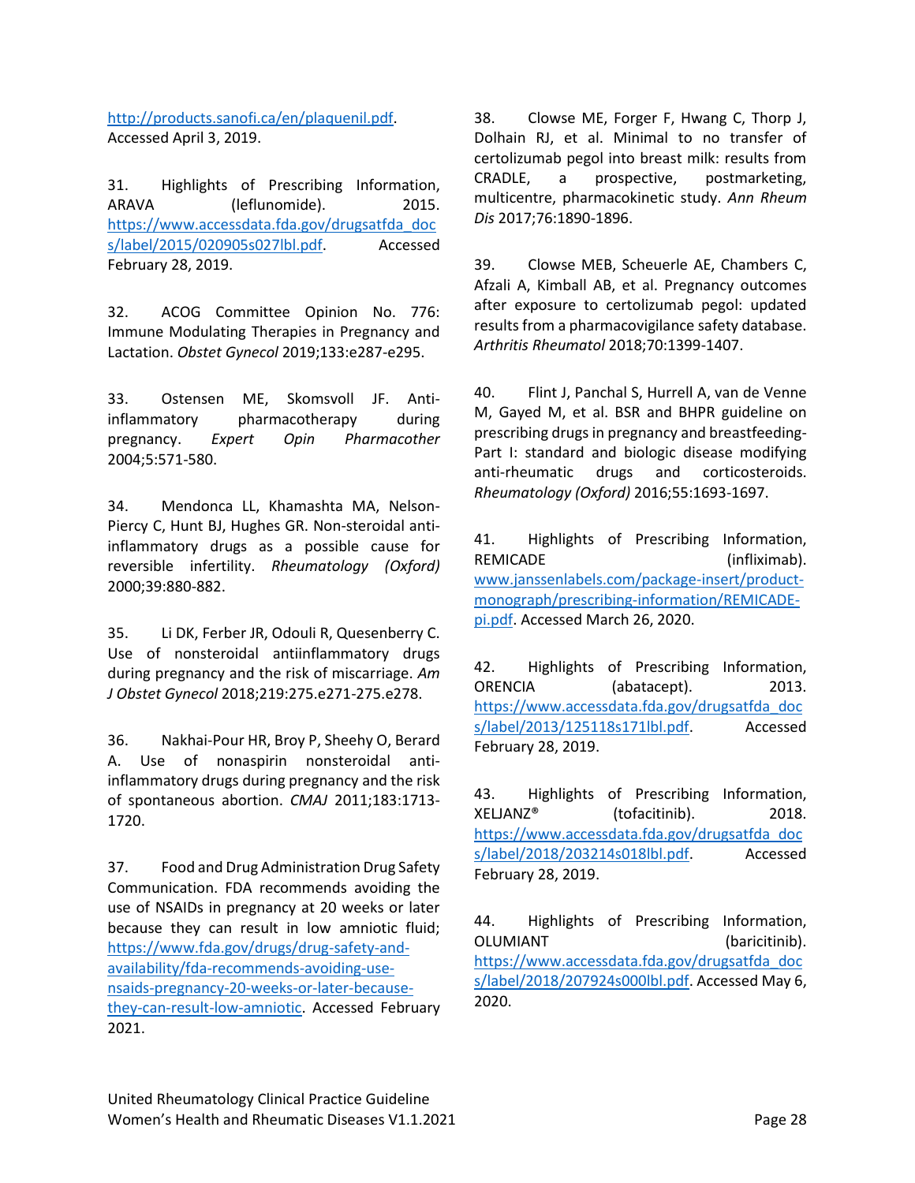http://products.sanofi.ca/en/plaquenil.pdf. Accessed April 3, 2019.

31. Highlights of Prescribing Information, ARAVA (leflunomide). 2015. https://www.accessdata.fda.gov/drugsatfda_docs/label/2015/020905s027lbl.pdf. Accessed February 28, 2019.

32. ACOG Committee Opinion No. 776: Immune Modulating Therapies in Pregnancy and Lactation. *Obstet Gynecol* 2019;133:e287-e295.

33. Ostensen ME, Skomsvoll JF. Anti-inflammatory pharmacotherapy during pregnancy. *Expert Opin Pharmacother* 2004;5:571-580.

34. Mendonca LL, Khamashta MA, Nelson-Piercy C, Hunt BJ, Hughes GR. Non-steroidal anti-inflammatory drugs as a possible cause for reversible infertility. *Rheumatology (Oxford)* 2000;39:880-882.

35. Li DK, Ferber JR, Odouli R, Quesenberry C. Use of nonsteroidal antiinflammatory drugs during pregnancy and the risk of miscarriage. *Am J Obstet Gynecol* 2018;219:275.e271-275.e278.

36. Nakhai-Pour HR, Broy P, Sheehy O, Berard A. Use of nonaspirin nonsteroidal anti-inflammatory drugs during pregnancy and the risk of spontaneous abortion. *CMAJ* 2011;183:1713-1720.

37. Food and Drug Administration Drug Safety Communication. FDA recommends avoiding the use of NSAIDs in pregnancy at 20 weeks or later because they can result in low amniotic fluid; https://www.fda.gov/drugs/drug-safety-and-availability/fda-recommends-avoiding-use-nsaids-pregnancy-20-weeks-or-later-because-they-can-result-low-amniotic. Accessed February 2021.

38. Clowse ME, Forger F, Hwang C, Thorp J, Dolhain RJ, et al. Minimal to no transfer of certolizumab pegol into breast milk: results from CRADLE, a prospective, postmarketing, multicentre, pharmacokinetic study. *Ann Rheum Dis* 2017;76:1890-1896.

39. Clowse MEB, Scheuerle AE, Chambers C, Afzali A, Kimball AB, et al. Pregnancy outcomes after exposure to certolizumab pegol: updated results from a pharmacovigilance safety database. *Arthritis Rheumatol* 2018;70:1399-1407.

40. Flint J, Panchal S, Hurrell A, van de Venne M, Gayed M, et al. BSR and BHPR guideline on prescribing drugs in pregnancy and breastfeeding-Part I: standard and biologic disease modifying anti-rheumatic drugs and corticosteroids. *Rheumatology (Oxford)* 2016;55:1693-1697.

41. Highlights of Prescribing Information, REMICADE (infliximab). www.janssenlabels.com/package-insert/product-monograph/prescribing-information/REMICADE-pi.pdf. Accessed March 26, 2020.

42. Highlights of Prescribing Information, ORENCIA (abatacept). 2013. https://www.accessdata.fda.gov/drugsatfda_docs/label/2013/125118s171lbl.pdf. Accessed February 28, 2019.

43. Highlights of Prescribing Information, XELJANZ® (tofacitinib). 2018. https://www.accessdata.fda.gov/drugsatfda_docs/label/2018/203214s018lbl.pdf. Accessed February 28, 2019.

44. Highlights of Prescribing Information, OLUMIANT (baricitinib). https://www.accessdata.fda.gov/drugsatfda_docs/label/2018/207924s000lbl.pdf. Accessed May 6, 2020.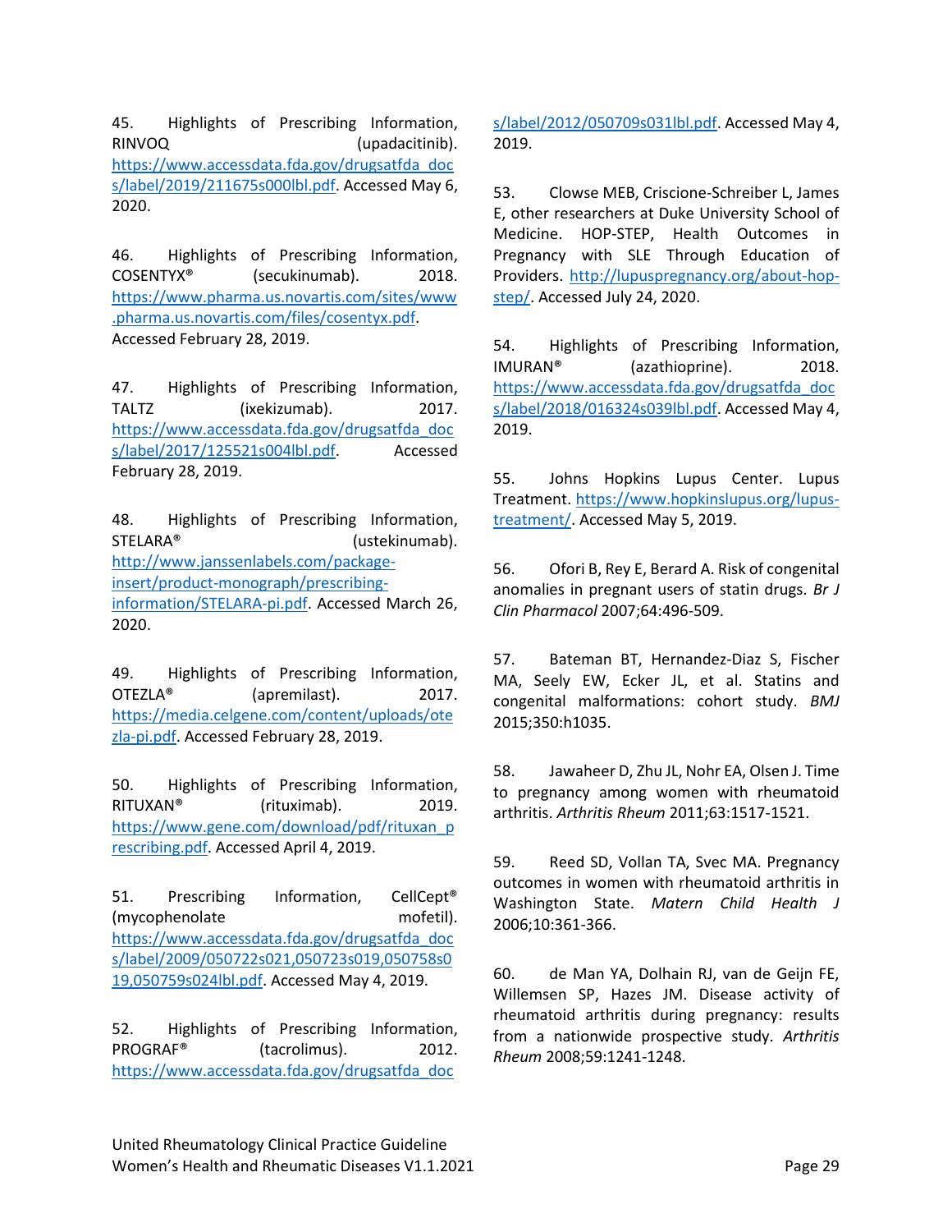45. Highlights of Prescribing Information, RINVOQ (upadacitinib). https://www.accessdata.fda.gov/drugsatfda_docs/label/2019/211675s000lbl.pdf. Accessed May 6, 2020.

46. Highlights of Prescribing Information, COSENTYX® (secukinumab). 2018. https://www.pharma.us.novartis.com/sites/www.pharma.us.novartis.com/files/cosentyx.pdf. Accessed February 28, 2019.

47. Highlights of Prescribing Information, TALTZ (ixekizumab). 2017. https://www.accessdata.fda.gov/drugsatfda_docs/label/2017/125521s004lbl.pdf. Accessed February 28, 2019.

48. Highlights of Prescribing Information, STELARA® (ustekinumab). http://www.janssenlabels.com/package-insert/product-monograph/prescribing-information/STELARA-pi.pdf. Accessed March 26, 2020.

49. Highlights of Prescribing Information, OTEZLA® (apremilast). 2017. https://media.celgene.com/content/uploads/otezla-pi.pdf. Accessed February 28, 2019.

50. Highlights of Prescribing Information, RITUXAN® (rituximab). 2019. https://www.gene.com/download/pdf/rituxan_prescribing.pdf. Accessed April 4, 2019.

51. Prescribing Information, CellCept® (mycophenolate mofetil). https://www.accessdata.fda.gov/drugsatfda_docs/label/2009/050722s021,050723s019,050758s019,050759s024lbl.pdf. Accessed May 4, 2019.

52. Highlights of Prescribing Information, PROGRAF® (tacrolimus). 2012. https://www.accessdata.fda.gov/drugsatfda_docs/label/2012/050709s031lbl.pdf. Accessed May 4, 2019.

53. Clowse MEB, Criscione-Schreiber L, James E, other researchers at Duke University School of Medicine. HOP-STEP, Health Outcomes in Pregnancy with SLE Through Education of Providers. http://lupuspregnancy.org/about-hop-step/. Accessed July 24, 2020.

54. Highlights of Prescribing Information, IMURAN® (azathioprine). 2018. https://www.accessdata.fda.gov/drugsatfda_docs/label/2018/016324s039lbl.pdf. Accessed May 4, 2019.

55. Johns Hopkins Lupus Center. Lupus Treatment. https://www.hopkinslupus.org/lupus-treatment/. Accessed May 5, 2019.

56. Ofori B, Rey E, Berard A. Risk of congenital anomalies in pregnant users of statin drugs. *Br J Clin Pharmacol* 2007;64:496-509.

57. Bateman BT, Hernandez-Diaz S, Fischer MA, Seely EW, Ecker JL, et al. Statins and congenital malformations: cohort study. *BMJ* 2015;350:h1035.

58. Jawaheer D, Zhu JL, Nohr EA, Olsen J. Time to pregnancy among women with rheumatoid arthritis. *Arthritis Rheum* 2011;63:1517-1521.

59. Reed SD, Vollan TA, Svec MA. Pregnancy outcomes in women with rheumatoid arthritis in Washington State. *Matern Child Health J* 2006;10:361-366.

60. de Man YA, Dolhain RJ, van de Geijn FE, Willemsen SP, Hazes JM. Disease activity of rheumatoid arthritis during pregnancy: results from a nationwide prospective study. *Arthritis Rheum* 2008;59:1241-1248.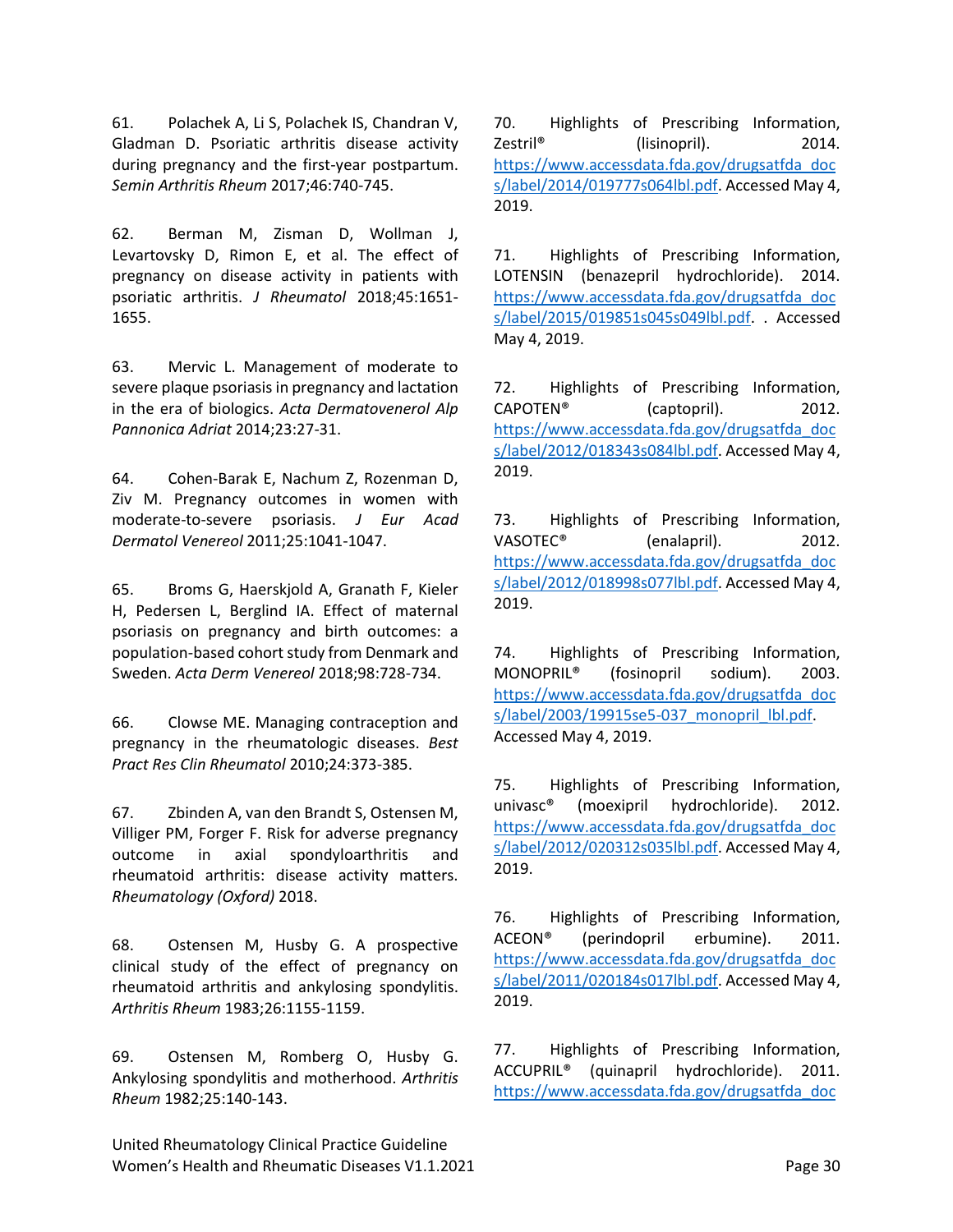61. Polachek A, Li S, Polachek IS, Chandran V, Gladman D. Psoriatic arthritis disease activity during pregnancy and the first-year postpartum. *Semin Arthritis Rheum* 2017;46:740-745.

62. Berman M, Zisman D, Wollman J, Levartovsky D, Rimon E, et al. The effect of pregnancy on disease activity in patients with psoriatic arthritis. *J Rheumatol* 2018;45:1651-1655.

63. Mervic L. Management of moderate to severe plaque psoriasis in pregnancy and lactation in the era of biologics. *Acta Dermatovenerol Alp Pannonica Adriat* 2014;23:27-31.

64. Cohen-Barak E, Nachum Z, Rozenman D, Ziv M. Pregnancy outcomes in women with moderate-to-severe psoriasis. *J Eur Acad Dermatol Venereol* 2011;25:1041-1047.

65. Broms G, Haerskjold A, Granath F, Kieler H, Pedersen L, Berglind IA. Effect of maternal psoriasis on pregnancy and birth outcomes: a population-based cohort study from Denmark and Sweden. *Acta Derm Venereol* 2018;98:728-734.

66. Clowse ME. Managing contraception and pregnancy in the rheumatologic diseases. *Best Pract Res Clin Rheumatol* 2010;24:373-385.

67. Zbinden A, van den Brandt S, Ostensen M, Villiger PM, Forger F. Risk for adverse pregnancy outcome in axial spondyloarthritis and rheumatoid arthritis: disease activity matters. *Rheumatology (Oxford)* 2018.

68. Ostensen M, Husby G. A prospective clinical study of the effect of pregnancy on rheumatoid arthritis and ankylosing spondylitis. *Arthritis Rheum* 1983;26:1155-1159.

69. Ostensen M, Romberg O, Husby G. Ankylosing spondylitis and motherhood. *Arthritis Rheum* 1982;25:140-143.

70. Highlights of Prescribing Information, Zestril® (lisinopril). 2014. https://www.accessdata.fda.gov/drugsatfda_docs/label/2014/019777s064lbl.pdf. Accessed May 4, 2019.

71. Highlights of Prescribing Information, LOTENSIN (benazepril hydrochloride). 2014. https://www.accessdata.fda.gov/drugsatfda_docs/label/2015/019851s045s049lbl.pdf. . Accessed May 4, 2019.

72. Highlights of Prescribing Information, CAPOTEN® (captopril). 2012. https://www.accessdata.fda.gov/drugsatfda_docs/label/2012/018343s084lbl.pdf. Accessed May 4, 2019.

73. Highlights of Prescribing Information, VASOTEC® (enalapril). 2012. https://www.accessdata.fda.gov/drugsatfda_docs/label/2012/018998s077lbl.pdf. Accessed May 4, 2019.

74. Highlights of Prescribing Information, MONOPRIL® (fosinopril sodium). 2003. https://www.accessdata.fda.gov/drugsatfda_docs/label/2003/19915se5-037_monopril_lbl.pdf. Accessed May 4, 2019.

75. Highlights of Prescribing Information, univasc® (moexipril hydrochloride). 2012. https://www.accessdata.fda.gov/drugsatfda_docs/label/2012/020312s035lbl.pdf. Accessed May 4, 2019.

76. Highlights of Prescribing Information, ACEON® (perindopril erbumine). 2011. https://www.accessdata.fda.gov/drugsatfda_docs/label/2011/020184s017lbl.pdf. Accessed May 4, 2019.

77. Highlights of Prescribing Information, ACCUPRIL® (quinapril hydrochloride). 2011. https://www.accessdata.fda.gov/drugsatfda_doc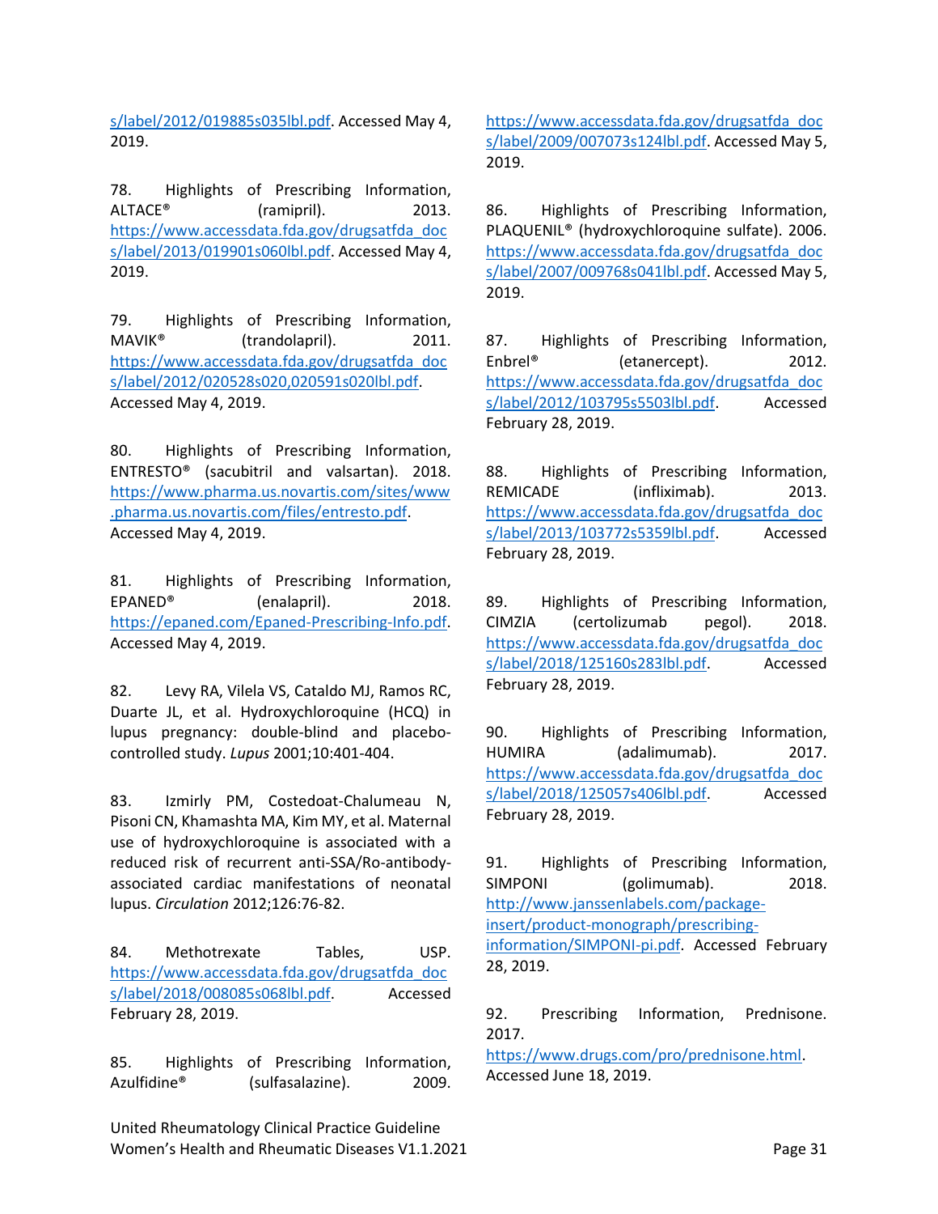s/label/2012/019885s035lbl.pdf. Accessed May 4, 2019.

78. Highlights of Prescribing Information, ALTACE® (ramipril). 2013. https://www.accessdata.fda.gov/drugsatfda_docs/label/2013/019901s060lbl.pdf. Accessed May 4, 2019.

79. Highlights of Prescribing Information, MAVIK® (trandolapril). 2011. https://www.accessdata.fda.gov/drugsatfda_docs/label/2012/020528s020,020591s020lbl.pdf. Accessed May 4, 2019.

80. Highlights of Prescribing Information, ENTRESTO® (sacubitril and valsartan). 2018. https://www.pharma.us.novartis.com/sites/www.pharma.us.novartis.com/files/entresto.pdf. Accessed May 4, 2019.

81. Highlights of Prescribing Information, EPANED® (enalapril). 2018. https://epaned.com/Epaned-Prescribing-Info.pdf. Accessed May 4, 2019.

82. Levy RA, Vilela VS, Cataldo MJ, Ramos RC, Duarte JL, et al. Hydroxychloroquine (HCQ) in lupus pregnancy: double-blind and placebo-controlled study. *Lupus* 2001;10:401-404.

83. Izmirly PM, Costedoat-Chalumeau N, Pisoni CN, Khamashta MA, Kim MY, et al. Maternal use of hydroxychloroquine is associated with a reduced risk of recurrent anti-SSA/Ro-antibody-associated cardiac manifestations of neonatal lupus. *Circulation* 2012;126:76-82.

84. Methotrexate Tables, USP. https://www.accessdata.fda.gov/drugsatfda_docs/label/2018/008085s068lbl.pdf. Accessed February 28, 2019.

85. Highlights of Prescribing Information, Azulfidine® (sulfasalazine). 2009. https://www.accessdata.fda.gov/drugsatfda_docs/label/2009/007073s124lbl.pdf. Accessed May 5, 2019.

86. Highlights of Prescribing Information, PLAQUENIL® (hydroxychloroquine sulfate). 2006. https://www.accessdata.fda.gov/drugsatfda_docs/label/2007/009768s041lbl.pdf. Accessed May 5, 2019.

87. Highlights of Prescribing Information, Enbrel® (etanercept). 2012. https://www.accessdata.fda.gov/drugsatfda_docs/label/2012/103795s5503lbl.pdf. Accessed February 28, 2019.

88. Highlights of Prescribing Information, REMICADE (infliximab). 2013. https://www.accessdata.fda.gov/drugsatfda_docs/label/2013/103772s5359lbl.pdf. Accessed February 28, 2019.

89. Highlights of Prescribing Information, CIMZIA (certolizumab pegol). 2018. https://www.accessdata.fda.gov/drugsatfda_docs/label/2018/125160s283lbl.pdf. Accessed February 28, 2019.

90. Highlights of Prescribing Information, HUMIRA (adalimumab). 2017. https://www.accessdata.fda.gov/drugsatfda_docs/label/2018/125057s406lbl.pdf. Accessed February 28, 2019.

91. Highlights of Prescribing Information, SIMPONI (golimumab). 2018. http://www.janssenlabels.com/package-insert/product-monograph/prescribing-information/SIMPONI-pi.pdf. Accessed February 28, 2019.

92. Prescribing Information, Prednisone. 2017. https://www.drugs.com/pro/prednisone.html. Accessed June 18, 2019.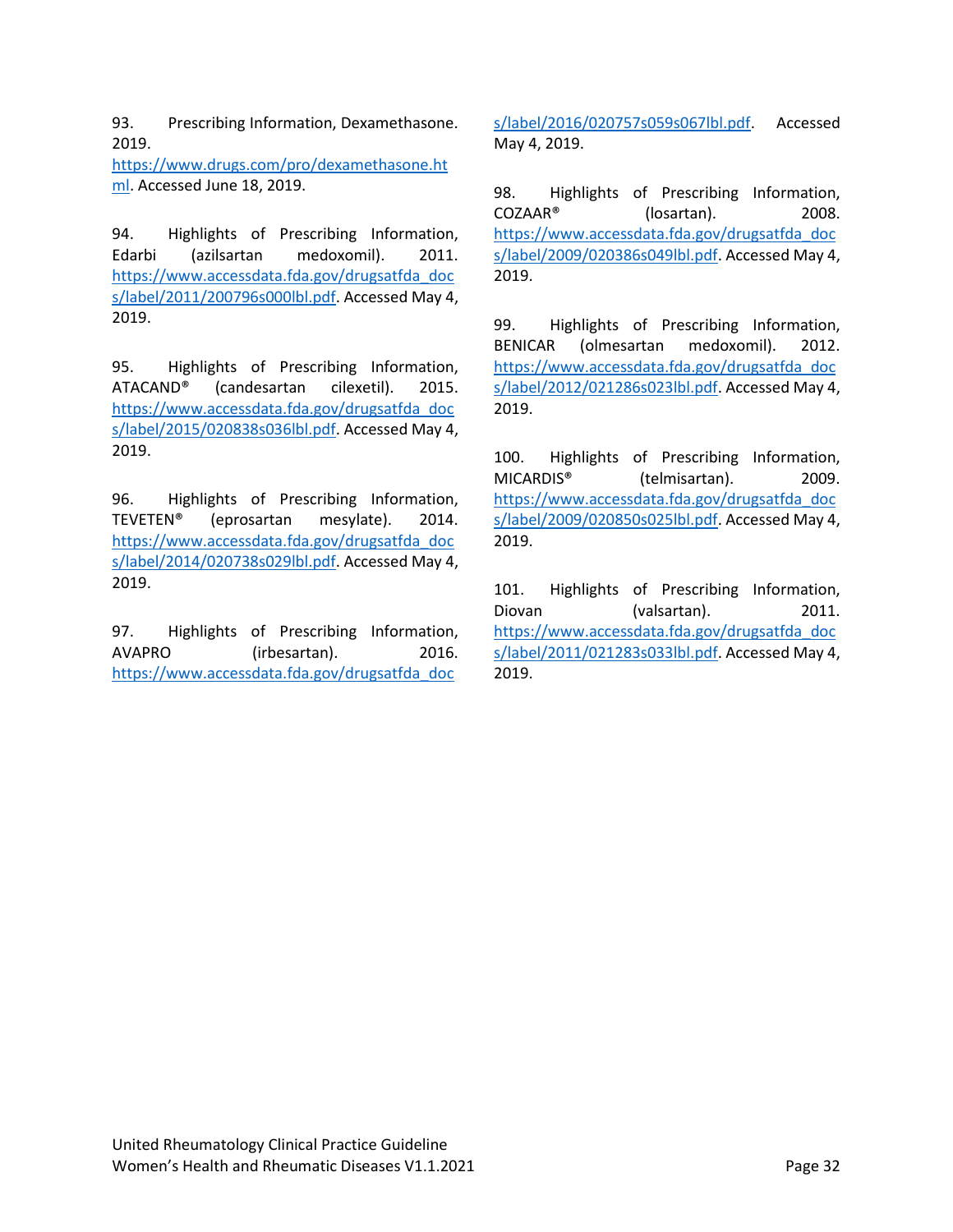93. Prescribing Information, Dexamethasone. 2019. https://www.drugs.com/pro/dexamethasone.html. Accessed June 18, 2019.

94. Highlights of Prescribing Information, Edarbi (azilsartan medoxomil). 2011. https://www.accessdata.fda.gov/drugsatfda_docs/label/2011/200796s000lbl.pdf. Accessed May 4, 2019.

95. Highlights of Prescribing Information, ATACAND® (candesartan cilexetil). 2015. https://www.accessdata.fda.gov/drugsatfda_docs/label/2015/020838s036lbl.pdf. Accessed May 4, 2019.

96. Highlights of Prescribing Information, TEVETEN® (eprosartan mesylate). 2014. https://www.accessdata.fda.gov/drugsatfda_docs/label/2014/020738s029lbl.pdf. Accessed May 4, 2019.

97. Highlights of Prescribing Information, AVAPRO (irbesartan). 2016. https://www.accessdata.fda.gov/drugsatfda_docs/label/2016/020757s059s067lbl.pdf. Accessed May 4, 2019.

98. Highlights of Prescribing Information, COZAAR® (losartan). 2008. https://www.accessdata.fda.gov/drugsatfda_docs/label/2009/020386s049lbl.pdf. Accessed May 4, 2019.

99. Highlights of Prescribing Information, BENICAR (olmesartan medoxomil). 2012. https://www.accessdata.fda.gov/drugsatfda_docs/label/2012/021286s023lbl.pdf. Accessed May 4, 2019.

100. Highlights of Prescribing Information, MICARDIS® (telmisartan). 2009. https://www.accessdata.fda.gov/drugsatfda_docs/label/2009/020850s025lbl.pdf. Accessed May 4, 2019.

101. Highlights of Prescribing Information, Diovan (valsartan). 2011. https://www.accessdata.fda.gov/drugsatfda_docs/label/2011/021283s033lbl.pdf. Accessed May 4, 2019.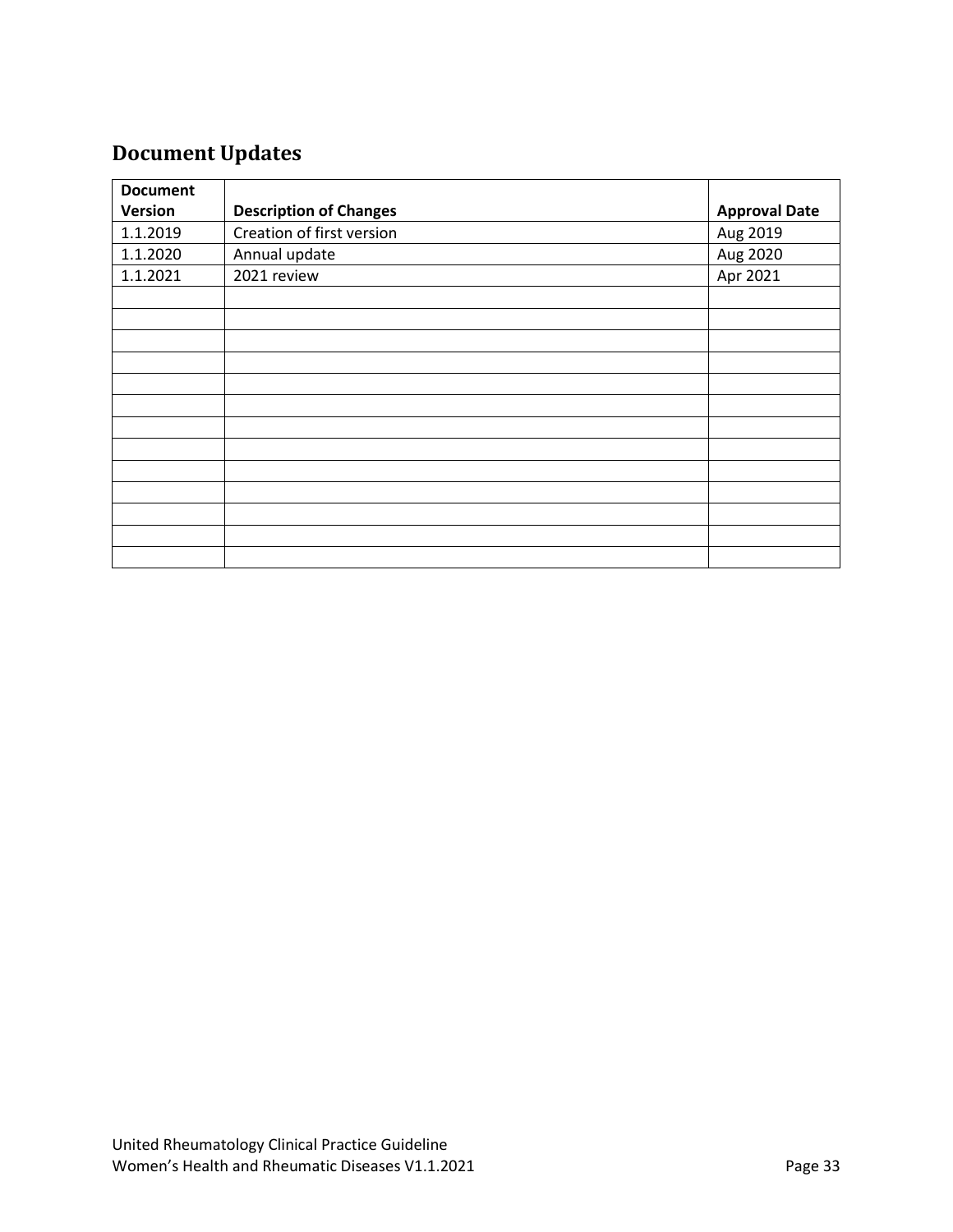## Document Updates

| Document Version | Description of Changes | Approval Date |
| --- | --- | --- |
| 1.1.2019 | Creation of first version | Aug 2019 |
| 1.1.2020 | Annual update | Aug 2020 |
| 1.1.2021 | 2021 review | Apr 2021 |
| | | |
| | | |
| | | |
| | | |
| | | |
| | | |
| | | |
| | | |
| | | |
| | | |
| | | |
| | | |
| | | |